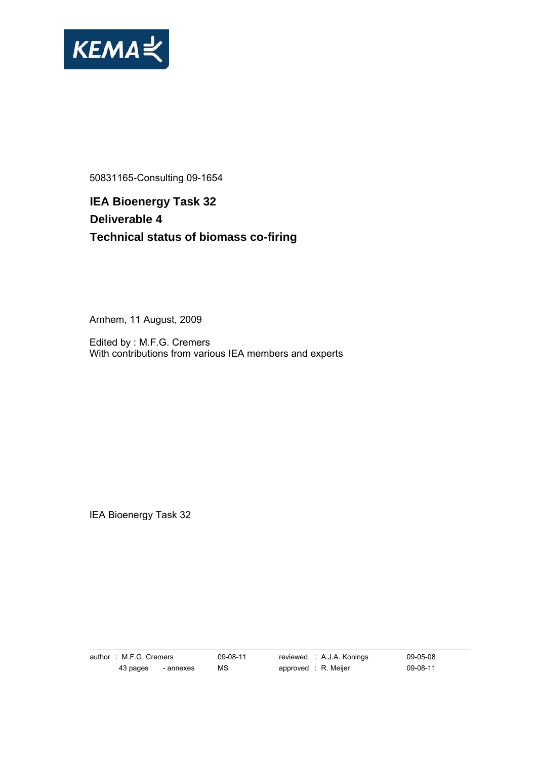KEMA

50831165-Consulting 09-1654

# IEA Bioenergy Task 32
# Deliverable 4
# Technical status of biomass co-firing

Arnhem, 11 August, 2009

Edited by : M.F.G. Cremers
With contributions from various IEA members and experts

IEA Bioenergy Task 32

| author : M.F.G. Cremers | | 09-08-11 | reviewed : A.J.A. Konings | 09-05-08 |
|---|---|---|---|---|
| 43 pages | - annexes | MS | approved : R. Meijer | 09-08-11 |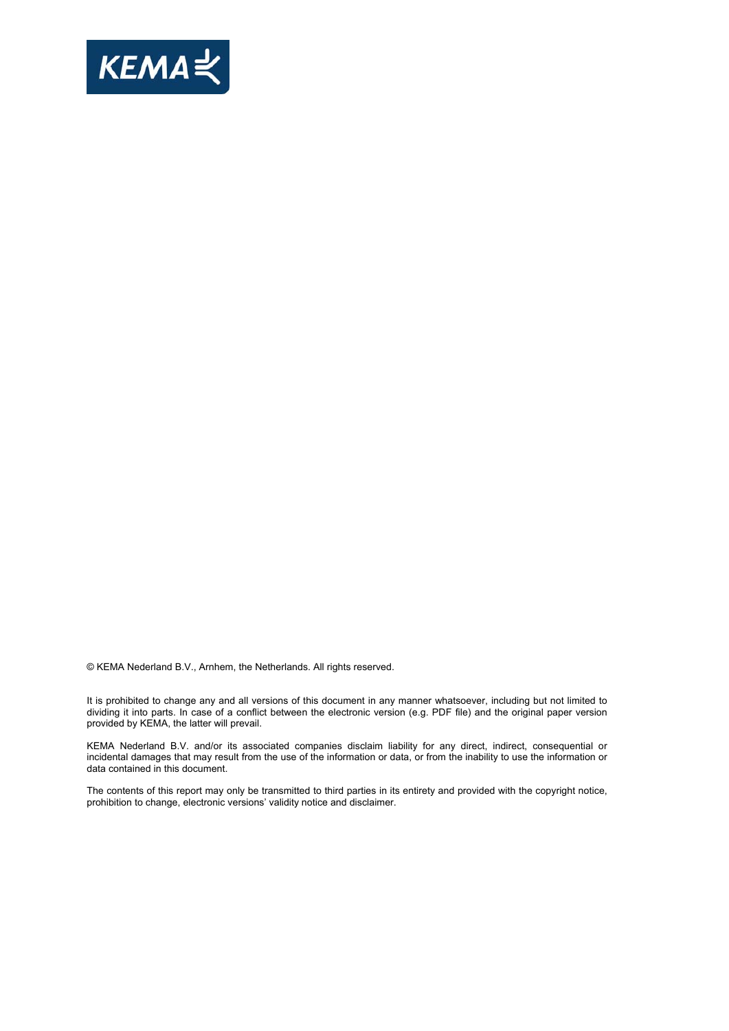© KEMA Nederland B.V., Arnhem, the Netherlands. All rights reserved.

It is prohibited to change any and all versions of this document in any manner whatsoever, including but not limited to dividing it into parts. In case of a conflict between the electronic version (e.g. PDF file) and the original paper version provided by KEMA, the latter will prevail.

KEMA Nederland B.V. and/or its associated companies disclaim liability for any direct, indirect, consequential or incidental damages that may result from the use of the information or data, or from the inability to use the information or data contained in this document.

The contents of this report may only be transmitted to third parties in its entirety and provided with the copyright notice, prohibition to change, electronic versions' validity notice and disclaimer.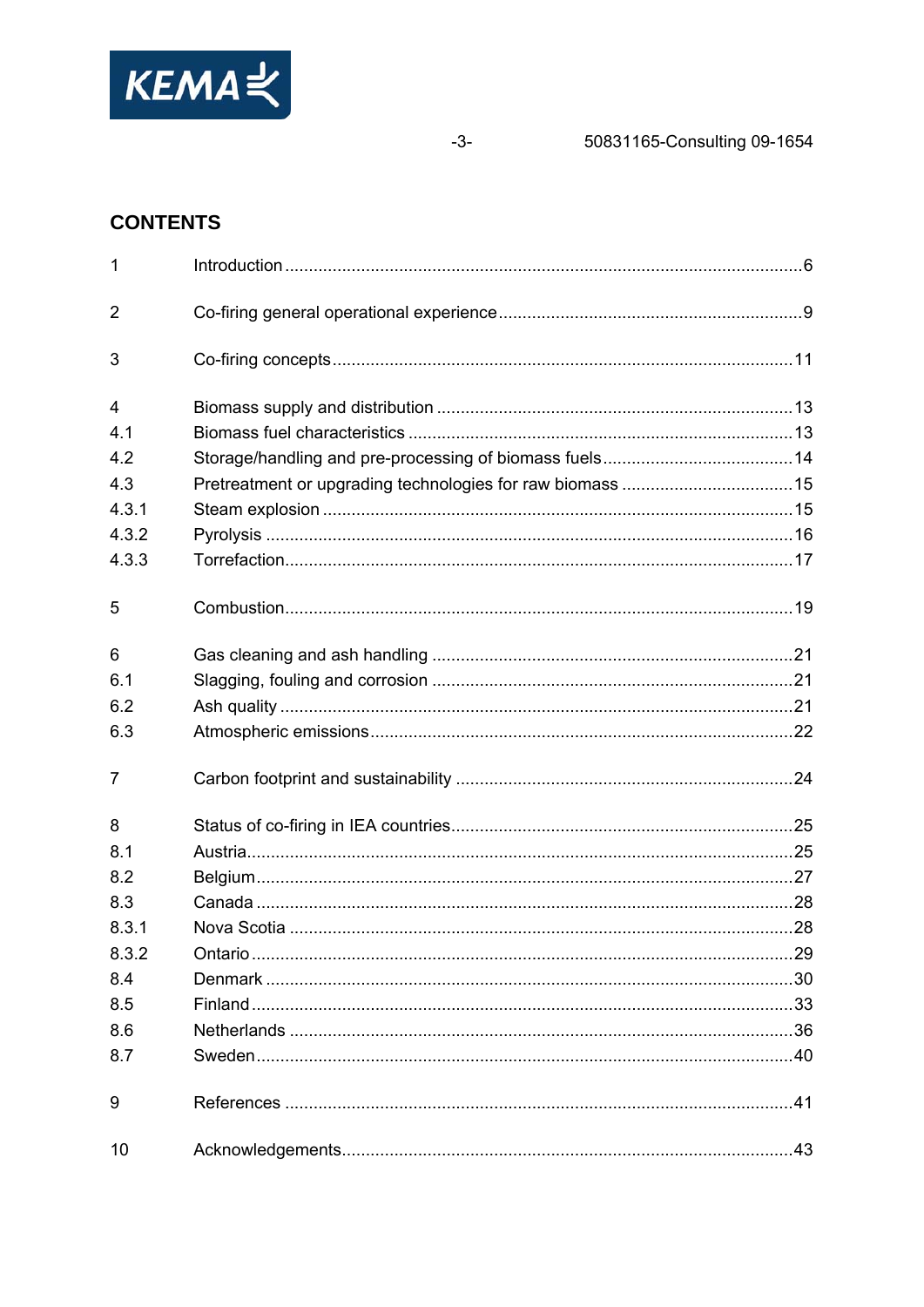## CONTENTS

| | | |
|---|---|---|
| 1 | Introduction | 6 |
| 2 | Co-firing general operational experience | 9 |
| 3 | Co-firing concepts | 11 |
| 4 | Biomass supply and distribution | 13 |
| 4.1 | Biomass fuel characteristics | 13 |
| 4.2 | Storage/handling and pre-processing of biomass fuels | 14 |
| 4.3 | Pretreatment or upgrading technologies for raw biomass | 15 |
| 4.3.1 | Steam explosion | 15 |
| 4.3.2 | Pyrolysis | 16 |
| 4.3.3 | Torrefaction | 17 |
| 5 | Combustion | 19 |
| 6 | Gas cleaning and ash handling | 21 |
| 6.1 | Slagging, fouling and corrosion | 21 |
| 6.2 | Ash quality | 21 |
| 6.3 | Atmospheric emissions | 22 |
| 7 | Carbon footprint and sustainability | 24 |
| 8 | Status of co-firing in IEA countries | 25 |
| 8.1 | Austria | 25 |
| 8.2 | Belgium | 27 |
| 8.3 | Canada | 28 |
| 8.3.1 | Nova Scotia | 28 |
| 8.3.2 | Ontario | 29 |
| 8.4 | Denmark | 30 |
| 8.5 | Finland | 33 |
| 8.6 | Netherlands | 36 |
| 8.7 | Sweden | 40 |
| 9 | References | 41 |
| 10 | Acknowledgements | 43 |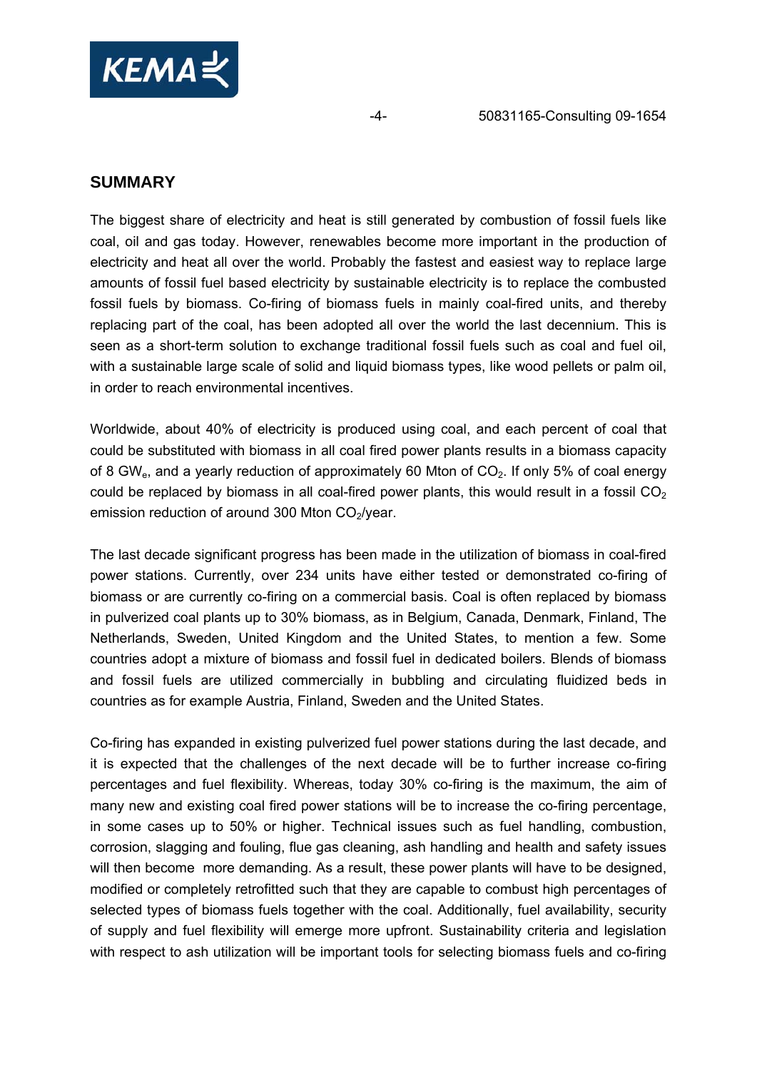## SUMMARY

The biggest share of electricity and heat is still generated by combustion of fossil fuels like coal, oil and gas today. However, renewables become more important in the production of electricity and heat all over the world. Probably the fastest and easiest way to replace large amounts of fossil fuel based electricity by sustainable electricity is to replace the combusted fossil fuels by biomass. Co-firing of biomass fuels in mainly coal-fired units, and thereby replacing part of the coal, has been adopted all over the world the last decennium. This is seen as a short-term solution to exchange traditional fossil fuels such as coal and fuel oil, with a sustainable large scale of solid and liquid biomass types, like wood pellets or palm oil, in order to reach environmental incentives.

Worldwide, about 40% of electricity is produced using coal, and each percent of coal that could be substituted with biomass in all coal fired power plants results in a biomass capacity of 8 $GW_e$, and a yearly reduction of approximately 60 Mton of $CO_2$. If only 5% of coal energy could be replaced by biomass in all coal-fired power plants, this would result in a fossil $CO_2$ emission reduction of around 300 Mton $CO_2$/year.

The last decade significant progress has been made in the utilization of biomass in coal-fired power stations. Currently, over 234 units have either tested or demonstrated co-firing of biomass or are currently co-firing on a commercial basis. Coal is often replaced by biomass in pulverized coal plants up to 30% biomass, as in Belgium, Canada, Denmark, Finland, The Netherlands, Sweden, United Kingdom and the United States, to mention a few. Some countries adopt a mixture of biomass and fossil fuel in dedicated boilers. Blends of biomass and fossil fuels are utilized commercially in bubbling and circulating fluidized beds in countries as for example Austria, Finland, Sweden and the United States.

Co-firing has expanded in existing pulverized fuel power stations during the last decade, and it is expected that the challenges of the next decade will be to further increase co-firing percentages and fuel flexibility. Whereas, today 30% co-firing is the maximum, the aim of many new and existing coal fired power stations will be to increase the co-firing percentage, in some cases up to 50% or higher. Technical issues such as fuel handling, combustion, corrosion, slagging and fouling, flue gas cleaning, ash handling and health and safety issues will then become more demanding. As a result, these power plants will have to be designed, modified or completely retrofitted such that they are capable to combust high percentages of selected types of biomass fuels together with the coal. Additionally, fuel availability, security of supply and fuel flexibility will emerge more upfront. Sustainability criteria and legislation with respect to ash utilization will be important tools for selecting biomass fuels and co-firing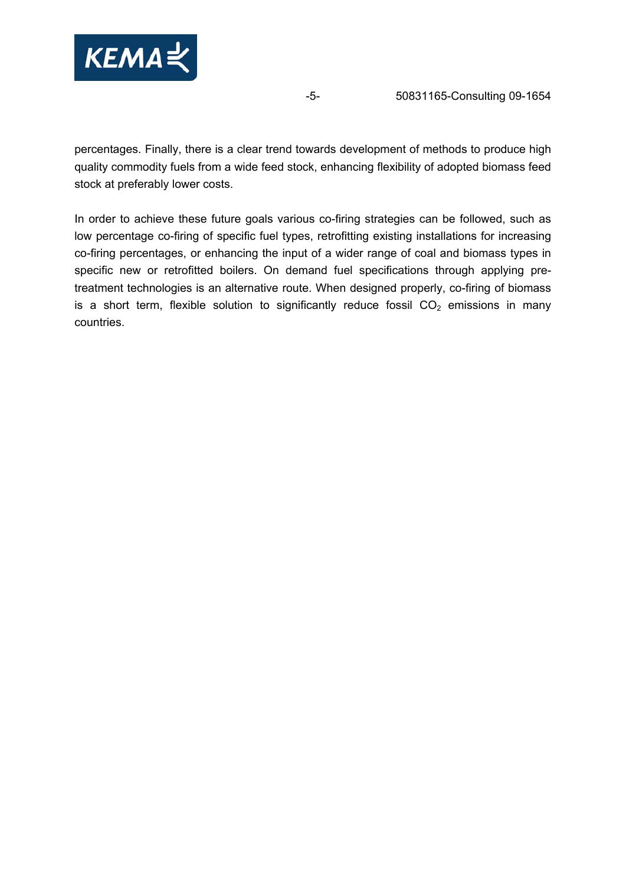percentages. Finally, there is a clear trend towards development of methods to produce high quality commodity fuels from a wide feed stock, enhancing flexibility of adopted biomass feed stock at preferably lower costs.

In order to achieve these future goals various co-firing strategies can be followed, such as low percentage co-firing of specific fuel types, retrofitting existing installations for increasing co-firing percentages, or enhancing the input of a wider range of coal and biomass types in specific new or retrofitted boilers. On demand fuel specifications through applying pre-treatment technologies is an alternative route. When designed properly, co-firing of biomass is a short term, flexible solution to significantly reduce fossil $CO_2$ emissions in many countries.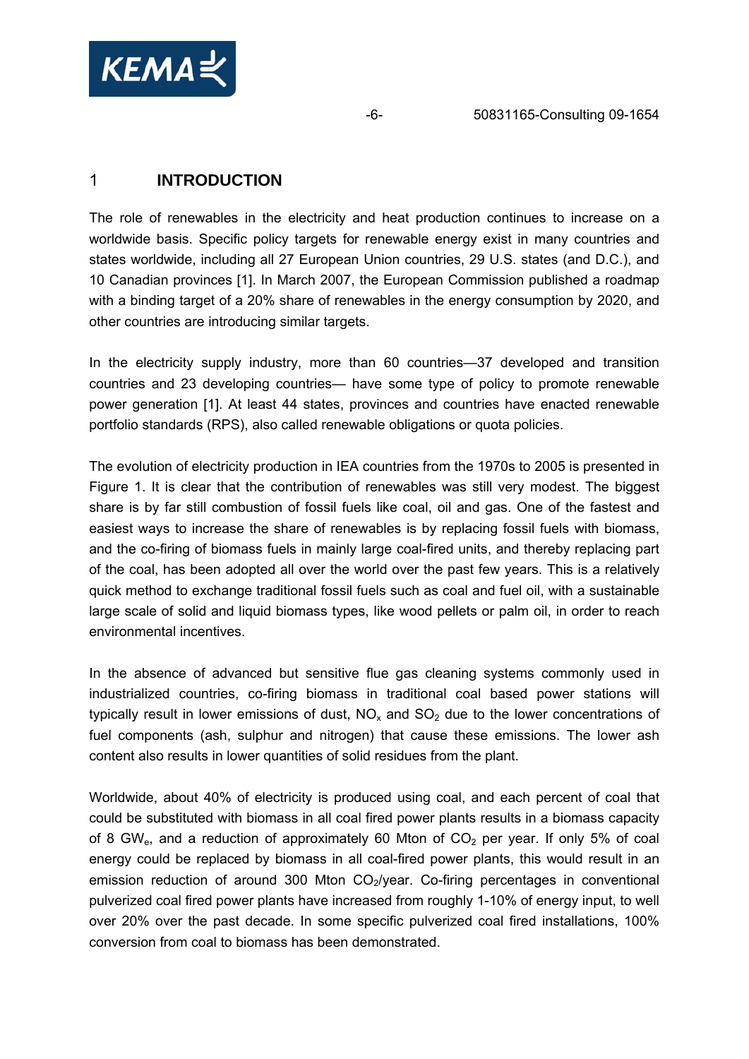# 1 INTRODUCTION

The role of renewables in the electricity and heat production continues to increase on a worldwide basis. Specific policy targets for renewable energy exist in many countries and states worldwide, including all 27 European Union countries, 29 U.S. states (and D.C.), and 10 Canadian provinces [1]. In March 2007, the European Commission published a roadmap with a binding target of a 20% share of renewables in the energy consumption by 2020, and other countries are introducing similar targets.

In the electricity supply industry, more than 60 countries—37 developed and transition countries and 23 developing countries— have some type of policy to promote renewable power generation [1]. At least 44 states, provinces and countries have enacted renewable portfolio standards (RPS), also called renewable obligations or quota policies.

The evolution of electricity production in IEA countries from the 1970s to 2005 is presented in Figure 1. It is clear that the contribution of renewables was still very modest. The biggest share is by far still combustion of fossil fuels like coal, oil and gas. One of the fastest and easiest ways to increase the share of renewables is by replacing fossil fuels with biomass, and the co-firing of biomass fuels in mainly large coal-fired units, and thereby replacing part of the coal, has been adopted all over the world over the past few years. This is a relatively quick method to exchange traditional fossil fuels such as coal and fuel oil, with a sustainable large scale of solid and liquid biomass types, like wood pellets or palm oil, in order to reach environmental incentives.

In the absence of advanced but sensitive flue gas cleaning systems commonly used in industrialized countries, co-firing biomass in traditional coal based power stations will typically result in lower emissions of dust, $NO_x$ and $SO_2$ due to the lower concentrations of fuel components (ash, sulphur and nitrogen) that cause these emissions. The lower ash content also results in lower quantities of solid residues from the plant.

Worldwide, about 40% of electricity is produced using coal, and each percent of coal that could be substituted with biomass in all coal fired power plants results in a biomass capacity of 8 $GW_e$, and a reduction of approximately 60 Mton of $CO_2$ per year. If only 5% of coal energy could be replaced by biomass in all coal-fired power plants, this would result in an emission reduction of around 300 Mton $CO_2$/year. Co-firing percentages in conventional pulverized coal fired power plants have increased from roughly 1-10% of energy input, to well over 20% over the past decade. In some specific pulverized coal fired installations, 100% conversion from coal to biomass has been demonstrated.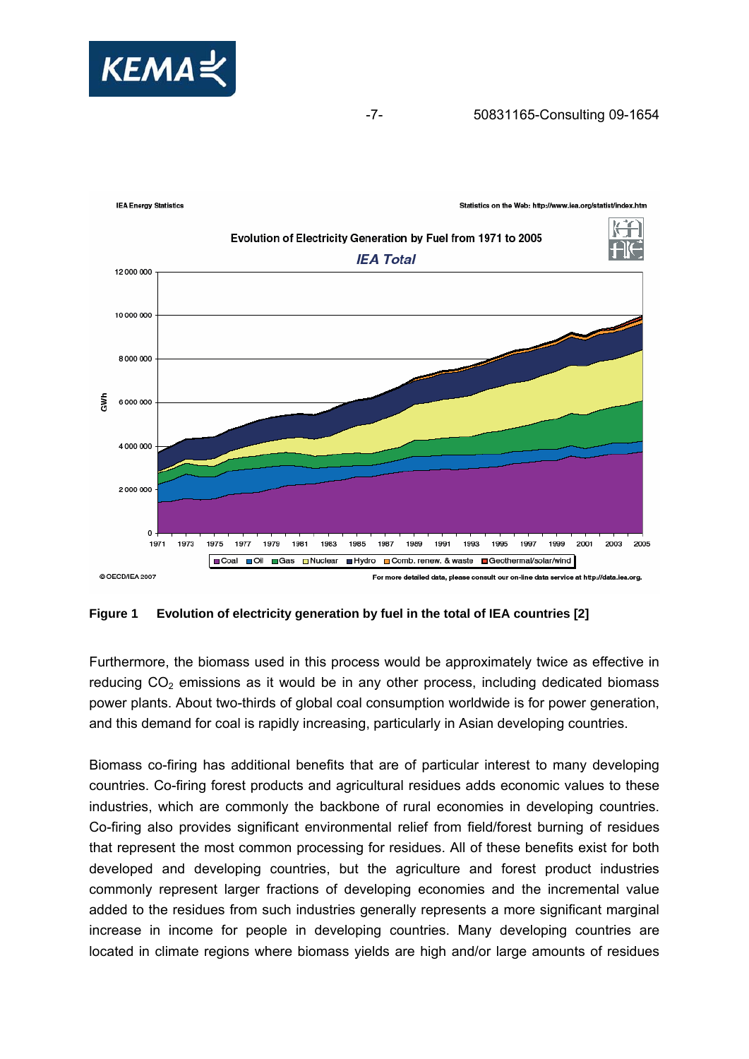**Figure 1 Evolution of electricity generation by fuel in the total of IEA countries [2]**

Furthermore, the biomass used in this process would be approximately twice as effective in reducing $CO_2$ emissions as it would be in any other process, including dedicated biomass power plants. About two-thirds of global coal consumption worldwide is for power generation, and this demand for coal is rapidly increasing, particularly in Asian developing countries.

Biomass co-firing has additional benefits that are of particular interest to many developing countries. Co-firing forest products and agricultural residues adds economic values to these industries, which are commonly the backbone of rural economies in developing countries. Co-firing also provides significant environmental relief from field/forest burning of residues that represent the most common processing for residues. All of these benefits exist for both developed and developing countries, but the agriculture and forest product industries commonly represent larger fractions of developing economies and the incremental value added to the residues from such industries generally represents a more significant marginal increase in income for people in developing countries. Many developing countries are located in climate regions where biomass yields are high and/or large amounts of residues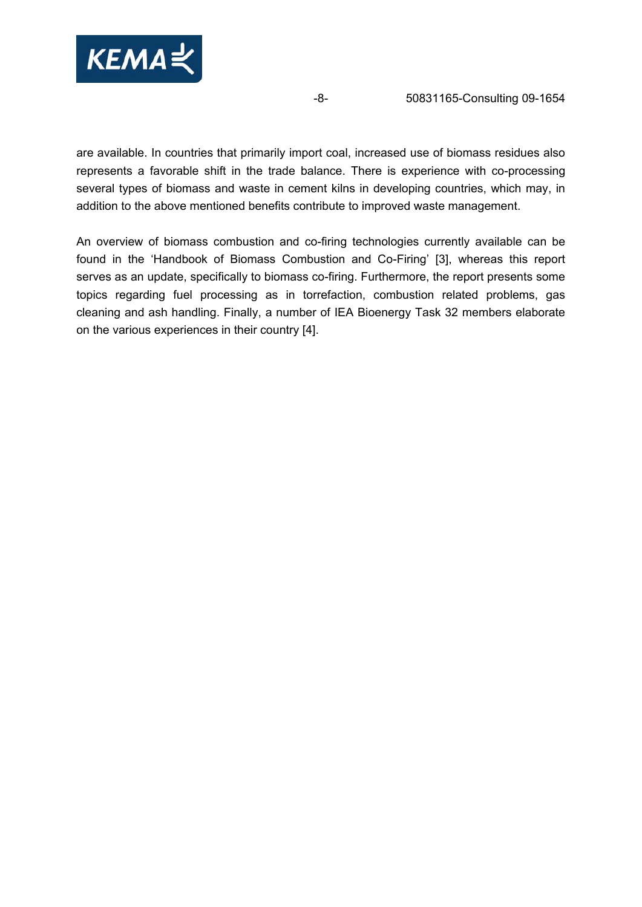are available. In countries that primarily import coal, increased use of biomass residues also represents a favorable shift in the trade balance. There is experience with co-processing several types of biomass and waste in cement kilns in developing countries, which may, in addition to the above mentioned benefits contribute to improved waste management.

An overview of biomass combustion and co-firing technologies currently available can be found in the 'Handbook of Biomass Combustion and Co-Firing' [3], whereas this report serves as an update, specifically to biomass co-firing. Furthermore, the report presents some topics regarding fuel processing as in torrefaction, combustion related problems, gas cleaning and ash handling. Finally, a number of IEA Bioenergy Task 32 members elaborate on the various experiences in their country [4].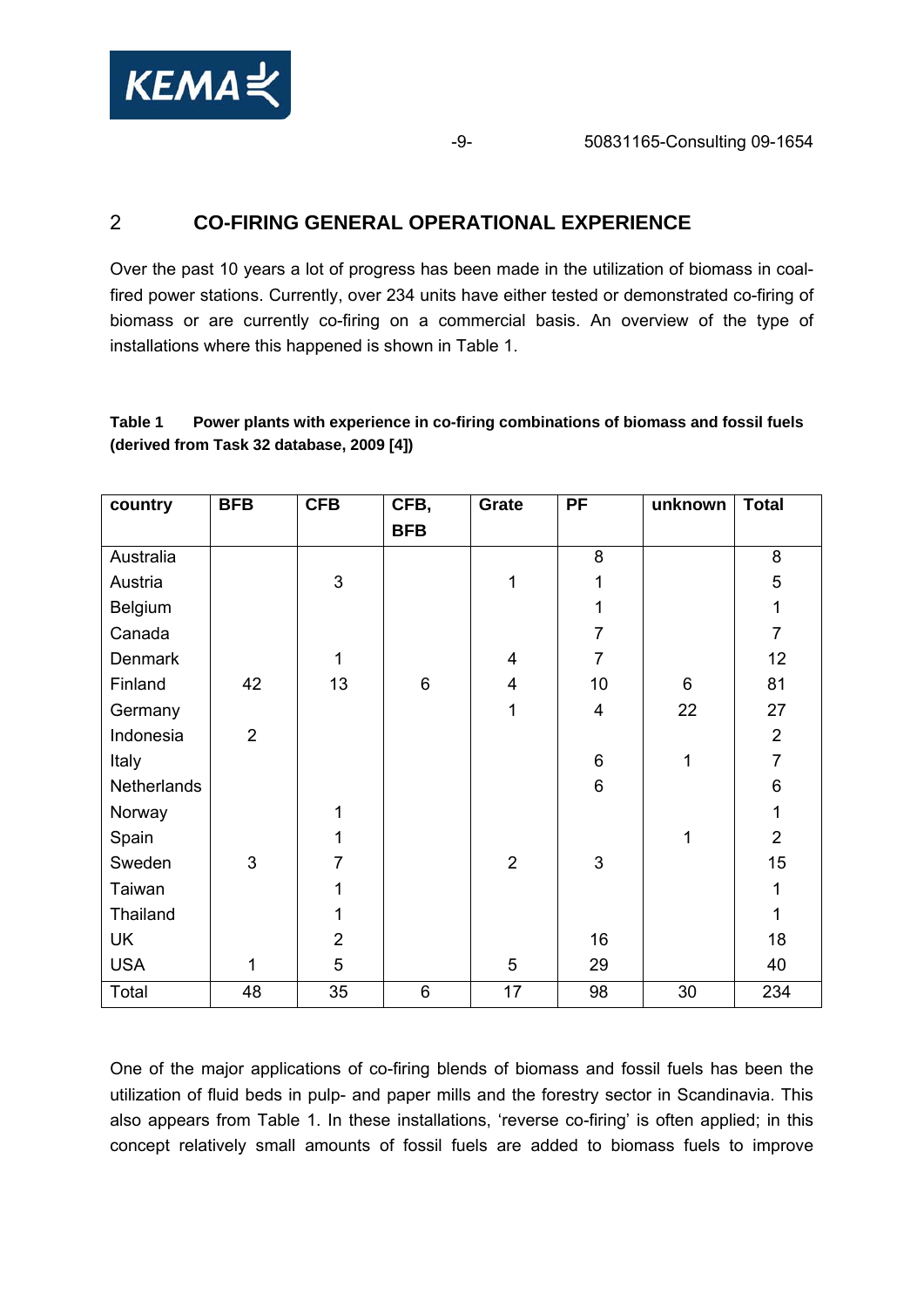## 2 CO-FIRING GENERAL OPERATIONAL EXPERIENCE

Over the past 10 years a lot of progress has been made in the utilization of biomass in coal-fired power stations. Currently, over 234 units have either tested or demonstrated co-firing of biomass or are currently co-firing on a commercial basis. An overview of the type of installations where this happened is shown in Table 1.

**Table 1 Power plants with experience in co-firing combinations of biomass and fossil fuels (derived from Task 32 database, 2009 [4])**

| country | BFB | CFB | CFB, BFB | Grate | PF | unknown | Total |
|---|---|---|---|---|---|---|---|
| Australia | | | | | 8 | | 8 |
| Austria | | 3 | | 1 | 1 | | 5 |
| Belgium | | | | | 1 | | 1 |
| Canada | | | | | 7 | | 7 |
| Denmark | | 1 | | 4 | 7 | | 12 |
| Finland | 42 | 13 | 6 | 4 | 10 | 6 | 81 |
| Germany | | | | 1 | 4 | 22 | 27 |
| Indonesia | 2 | | | | | | 2 |
| Italy | | | | | 6 | 1 | 7 |
| Netherlands | | | | | 6 | | 6 |
| Norway | | 1 | | | | | 1 |
| Spain | | 1 | | | | 1 | 2 |
| Sweden | 3 | 7 | | 2 | 3 | | 15 |
| Taiwan | | 1 | | | | | 1 |
| Thailand | | 1 | | | | | 1 |
| UK | | 2 | | | 16 | | 18 |
| USA | 1 | 5 | | 5 | 29 | | 40 |
| Total | 48 | 35 | 6 | 17 | 98 | 30 | 234 |

One of the major applications of co-firing blends of biomass and fossil fuels has been the utilization of fluid beds in pulp- and paper mills and the forestry sector in Scandinavia. This also appears from Table 1. In these installations, 'reverse co-firing' is often applied; in this concept relatively small amounts of fossil fuels are added to biomass fuels to improve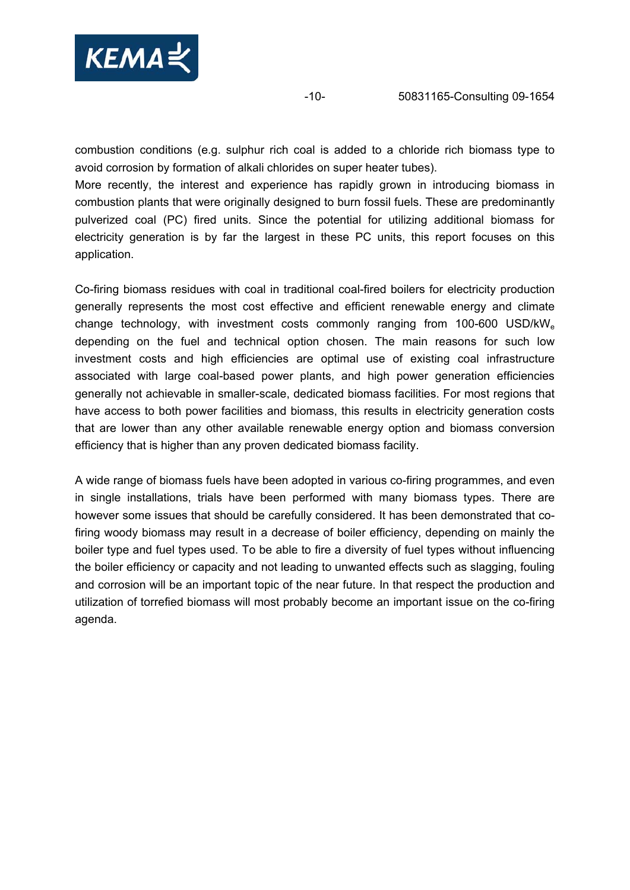combustion conditions (e.g. sulphur rich coal is added to a chloride rich biomass type to avoid corrosion by formation of alkali chlorides on super heater tubes).
More recently, the interest and experience has rapidly grown in introducing biomass in combustion plants that were originally designed to burn fossil fuels. These are predominantly pulverized coal (PC) fired units. Since the potential for utilizing additional biomass for electricity generation is by far the largest in these PC units, this report focuses on this application.

Co-firing biomass residues with coal in traditional coal-fired boilers for electricity production generally represents the most cost effective and efficient renewable energy and climate change technology, with investment costs commonly ranging from 100-600 USD/$kW_e$ depending on the fuel and technical option chosen. The main reasons for such low investment costs and high efficiencies are optimal use of existing coal infrastructure associated with large coal-based power plants, and high power generation efficiencies generally not achievable in smaller-scale, dedicated biomass facilities. For most regions that have access to both power facilities and biomass, this results in electricity generation costs that are lower than any other available renewable energy option and biomass conversion efficiency that is higher than any proven dedicated biomass facility.

A wide range of biomass fuels have been adopted in various co-firing programmes, and even in single installations, trials have been performed with many biomass types. There are however some issues that should be carefully considered. It has been demonstrated that co-firing woody biomass may result in a decrease of boiler efficiency, depending on mainly the boiler type and fuel types used. To be able to fire a diversity of fuel types without influencing the boiler efficiency or capacity and not leading to unwanted effects such as slagging, fouling and corrosion will be an important topic of the near future. In that respect the production and utilization of torrefied biomass will most probably become an important issue on the co-firing agenda.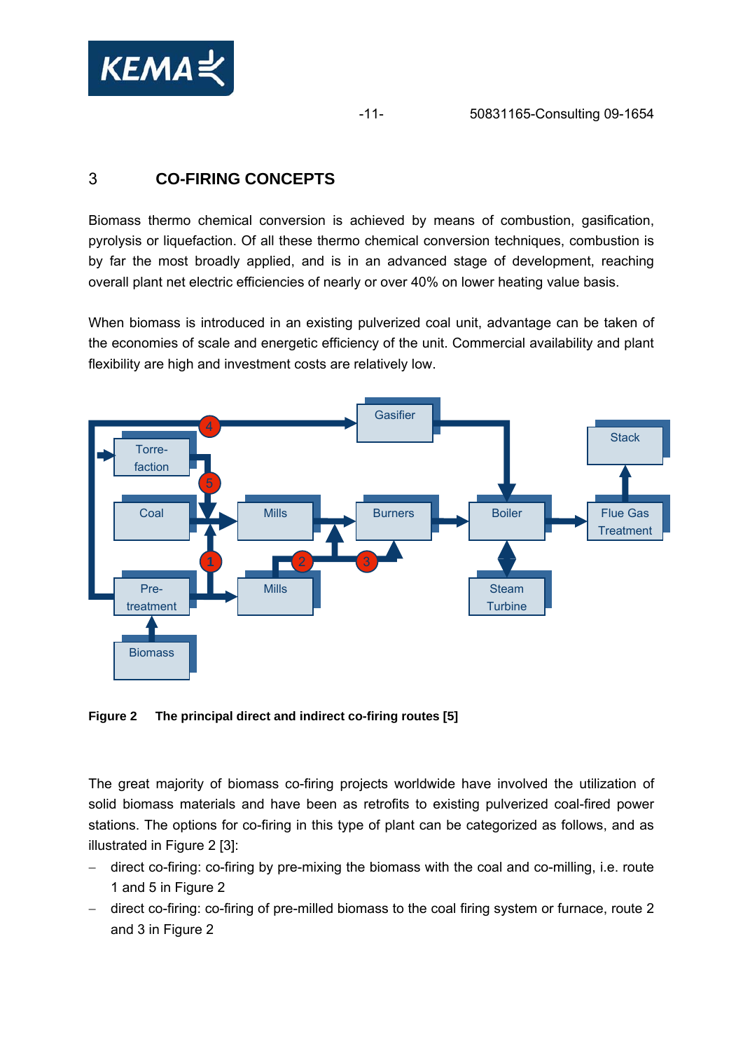# 3 CO-FIRING CONCEPTS

Biomass thermo chemical conversion is achieved by means of combustion, gasification, pyrolysis or liquefaction. Of all these thermo chemical conversion techniques, combustion is by far the most broadly applied, and is in an advanced stage of development, reaching overall plant net electric efficiencies of nearly or over 40% on lower heating value basis.

When biomass is introduced in an existing pulverized coal unit, advantage can be taken of the economies of scale and energetic efficiency of the unit. Commercial availability and plant flexibility are high and investment costs are relatively low.

**Figure 2 The principal direct and indirect co-firing routes [5]**

The great majority of biomass co-firing projects worldwide have involved the utilization of solid biomass materials and have been as retrofits to existing pulverized coal-fired power stations. The options for co-firing in this type of plant can be categorized as follows, and as illustrated in Figure 2 [3]:

- direct co-firing: co-firing by pre-mixing the biomass with the coal and co-milling, i.e. route 1 and 5 in Figure 2
- direct co-firing: co-firing of pre-milled biomass to the coal firing system or furnace, route 2 and 3 in Figure 2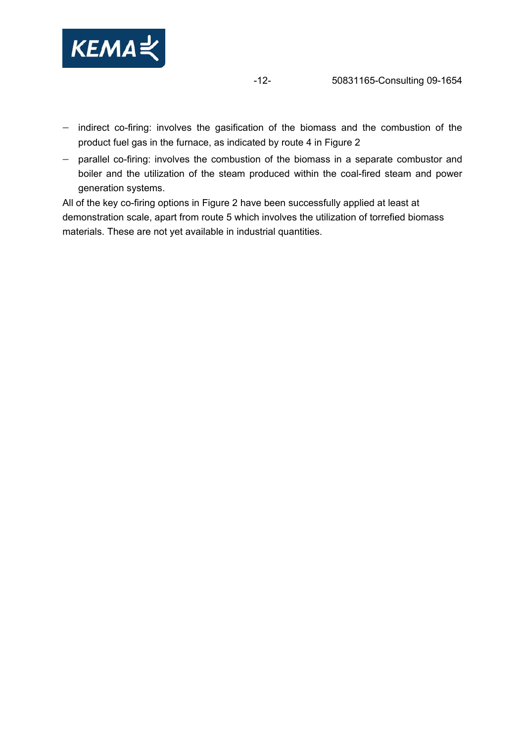- indirect co-firing: involves the gasification of the biomass and the combustion of the product fuel gas in the furnace, as indicated by route 4 in Figure 2
- parallel co-firing: involves the combustion of the biomass in a separate combustor and boiler and the utilization of the steam produced within the coal-fired steam and power generation systems.

All of the key co-firing options in Figure 2 have been successfully applied at least at demonstration scale, apart from route 5 which involves the utilization of torrefied biomass materials. These are not yet available in industrial quantities.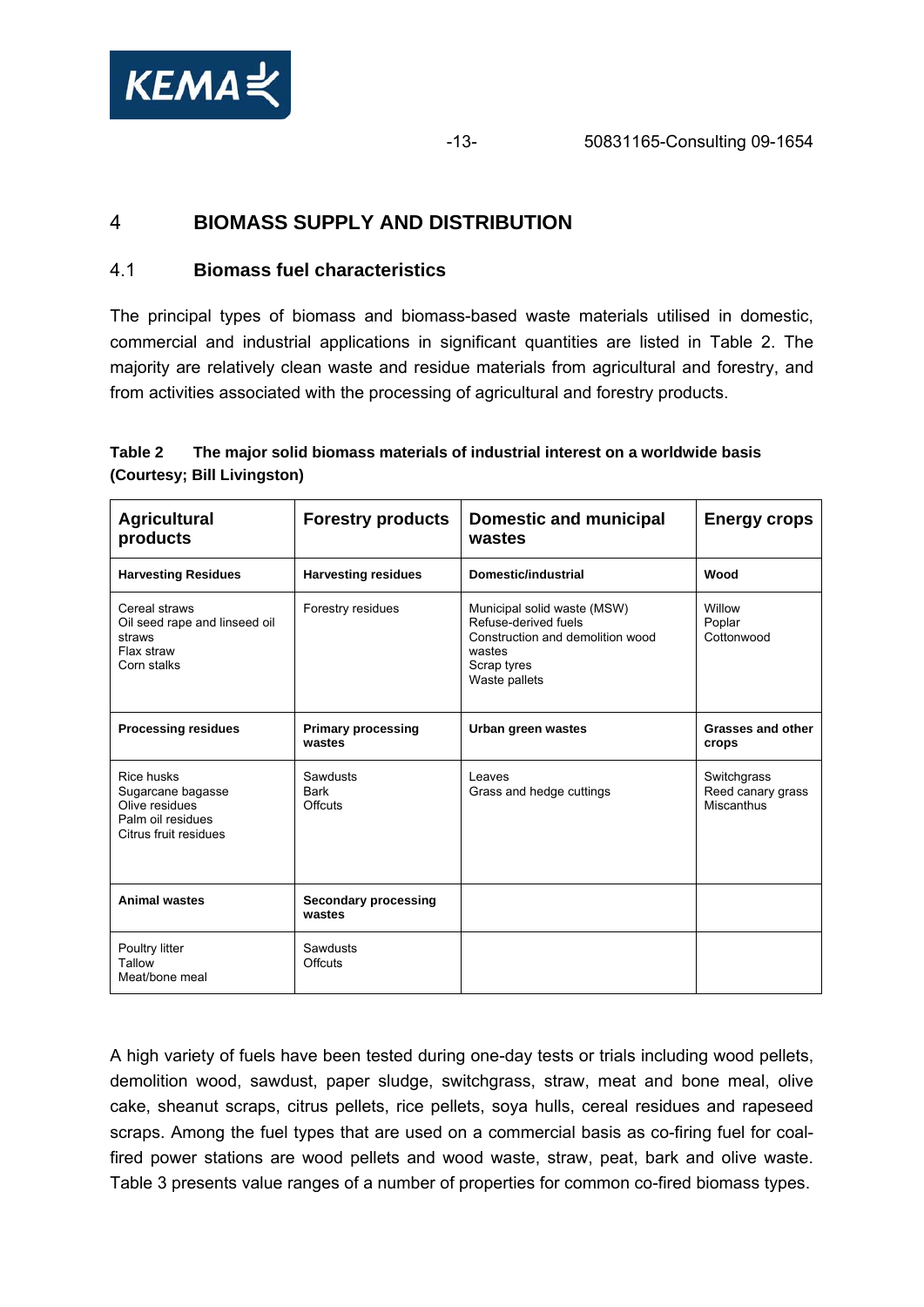# 4 BIOMASS SUPPLY AND DISTRIBUTION

## 4.1 Biomass fuel characteristics

The principal types of biomass and biomass-based waste materials utilised in domestic, commercial and industrial applications in significant quantities are listed in Table 2. The majority are relatively clean waste and residue materials from agricultural and forestry, and from activities associated with the processing of agricultural and forestry products.

**Table 2 The major solid biomass materials of industrial interest on a worldwide basis (Courtesy; Bill Livingston)**

| Agricultural products | Forestry products | Domestic and municipal wastes | Energy crops |
|---|---|---|---|
| **Harvesting Residues** | **Harvesting residues** | **Domestic/industrial** | **Wood** |
| Cereal straws<br>Oil seed rape and linseed oil straws<br>Flax straw<br>Corn stalks | Forestry residues | Municipal solid waste (MSW)<br>Refuse-derived fuels<br>Construction and demolition wood wastes<br>Scrap tyres<br>Waste pallets | Willow<br>Poplar<br>Cottonwood |
| **Processing residues** | **Primary processing wastes** | **Urban green wastes** | **Grasses and other crops** |
| Rice husks<br>Sugarcane bagasse<br>Olive residues<br>Palm oil residues<br>Citrus fruit residues | Sawdusts<br>Bark<br>Offcuts | Leaves<br>Grass and hedge cuttings | Switchgrass<br>Reed canary grass<br>Miscanthus |
| **Animal wastes** | **Secondary processing wastes** | | |
| Poultry litter<br>Tallow<br>Meat/bone meal | Sawdusts<br>Offcuts | | |

A high variety of fuels have been tested during one-day tests or trials including wood pellets, demolition wood, sawdust, paper sludge, switchgrass, straw, meat and bone meal, olive cake, sheanut scraps, citrus pellets, rice pellets, soya hulls, cereal residues and rapeseed scraps. Among the fuel types that are used on a commercial basis as co-firing fuel for coal-fired power stations are wood pellets and wood waste, straw, peat, bark and olive waste. Table 3 presents value ranges of a number of properties for common co-fired biomass types.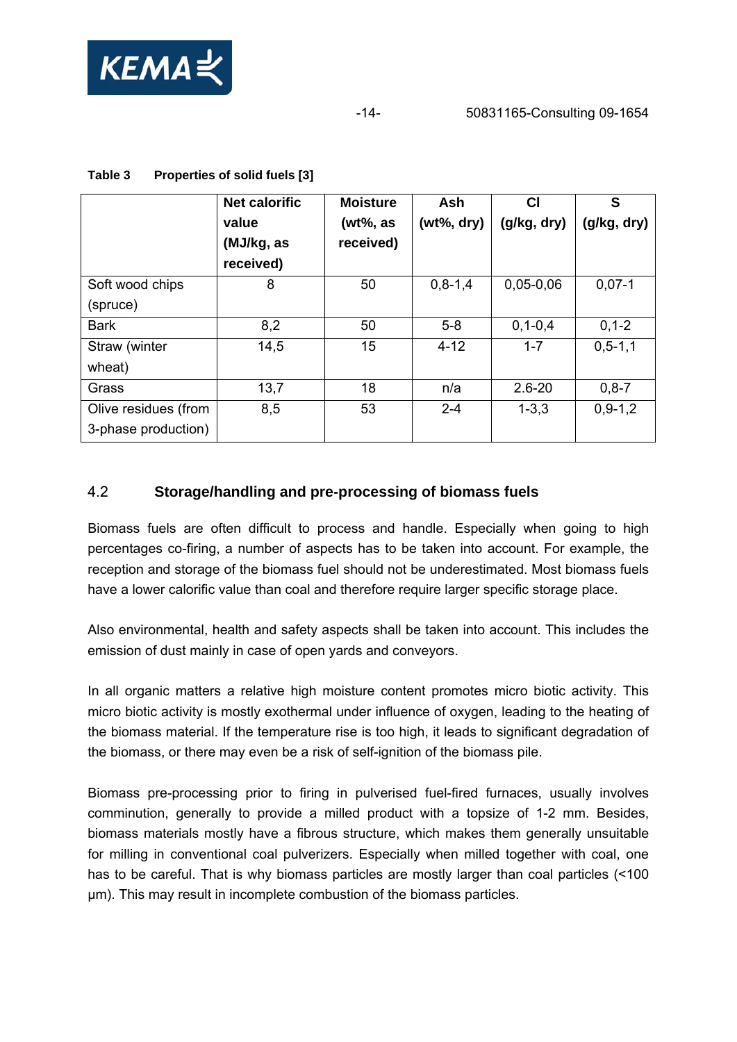**Table 3 Properties of solid fuels [3]**

| | Net calorific value (MJ/kg, as received) | Moisture (wt%, as received) | Ash (wt%, dry) | Cl (g/kg, dry) | S (g/kg, dry) |
|---|---|---|---|---|---|
| Soft wood chips (spruce) | 8 | 50 | 0,8-1,4 | 0,05-0,06 | 0,07-1 |
| Bark | 8,2 | 50 | 5-8 | 0,1-0,4 | 0,1-2 |
| Straw (winter wheat) | 14,5 | 15 | 4-12 | 1-7 | 0,5-1,1 |
| Grass | 13,7 | 18 | n/a | 2.6-20 | 0,8-7 |
| Olive residues (from 3-phase production) | 8,5 | 53 | 2-4 | 1-3,3 | 0,9-1,2 |

## 4.2 Storage/handling and pre-processing of biomass fuels

Biomass fuels are often difficult to process and handle. Especially when going to high percentages co-firing, a number of aspects has to be taken into account. For example, the reception and storage of the biomass fuel should not be underestimated. Most biomass fuels have a lower calorific value than coal and therefore require larger specific storage place.

Also environmental, health and safety aspects shall be taken into account. This includes the emission of dust mainly in case of open yards and conveyors.

In all organic matters a relative high moisture content promotes micro biotic activity. This micro biotic activity is mostly exothermal under influence of oxygen, leading to the heating of the biomass material. If the temperature rise is too high, it leads to significant degradation of the biomass, or there may even be a risk of self-ignition of the biomass pile.

Biomass pre-processing prior to firing in pulverised fuel-fired furnaces, usually involves comminution, generally to provide a milled product with a topsize of 1-2 mm. Besides, biomass materials mostly have a fibrous structure, which makes them generally unsuitable for milling in conventional coal pulverizers. Especially when milled together with coal, one has to be careful. That is why biomass particles are mostly larger than coal particles (<100 μm). This may result in incomplete combustion of the biomass particles.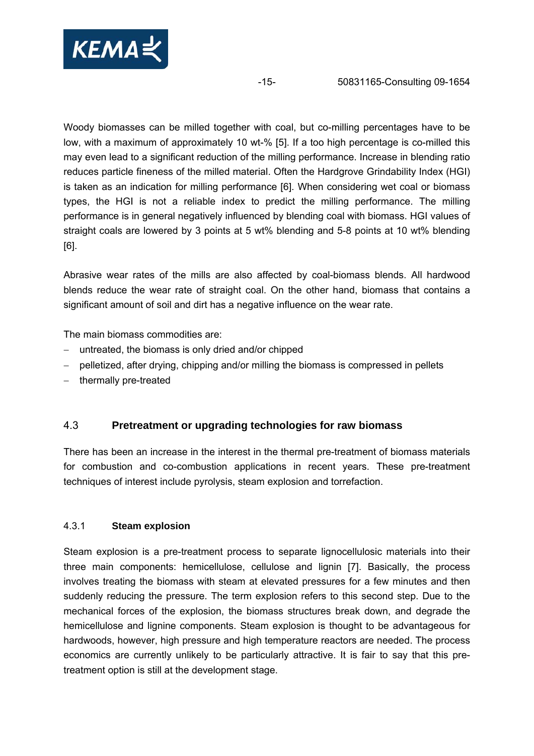Woody biomasses can be milled together with coal, but co-milling percentages have to be low, with a maximum of approximately 10 wt-% [5]. If a too high percentage is co-milled this may even lead to a significant reduction of the milling performance. Increase in blending ratio reduces particle fineness of the milled material. Often the Hardgrove Grindability Index (HGI) is taken as an indication for milling performance [6]. When considering wet coal or biomass types, the HGI is not a reliable index to predict the milling performance. The milling performance is in general negatively influenced by blending coal with biomass. HGI values of straight coals are lowered by 3 points at 5 wt% blending and 5-8 points at 10 wt% blending [6].

Abrasive wear rates of the mills are also affected by coal-biomass blends. All hardwood blends reduce the wear rate of straight coal. On the other hand, biomass that contains a significant amount of soil and dirt has a negative influence on the wear rate.

The main biomass commodities are:

- untreated, the biomass is only dried and/or chipped
- pelletized, after drying, chipping and/or milling the biomass is compressed in pellets
- thermally pre-treated

## 4.3 Pretreatment or upgrading technologies for raw biomass

There has been an increase in the interest in the thermal pre-treatment of biomass materials for combustion and co-combustion applications in recent years. These pre-treatment techniques of interest include pyrolysis, steam explosion and torrefaction.

### 4.3.1 Steam explosion

Steam explosion is a pre-treatment process to separate lignocellulosic materials into their three main components: hemicellulose, cellulose and lignin [7]. Basically, the process involves treating the biomass with steam at elevated pressures for a few minutes and then suddenly reducing the pressure. The term explosion refers to this second step. Due to the mechanical forces of the explosion, the biomass structures break down, and degrade the hemicellulose and lignine components. Steam explosion is thought to be advantageous for hardwoods, however, high pressure and high temperature reactors are needed. The process economics are currently unlikely to be particularly attractive. It is fair to say that this pre-treatment option is still at the development stage.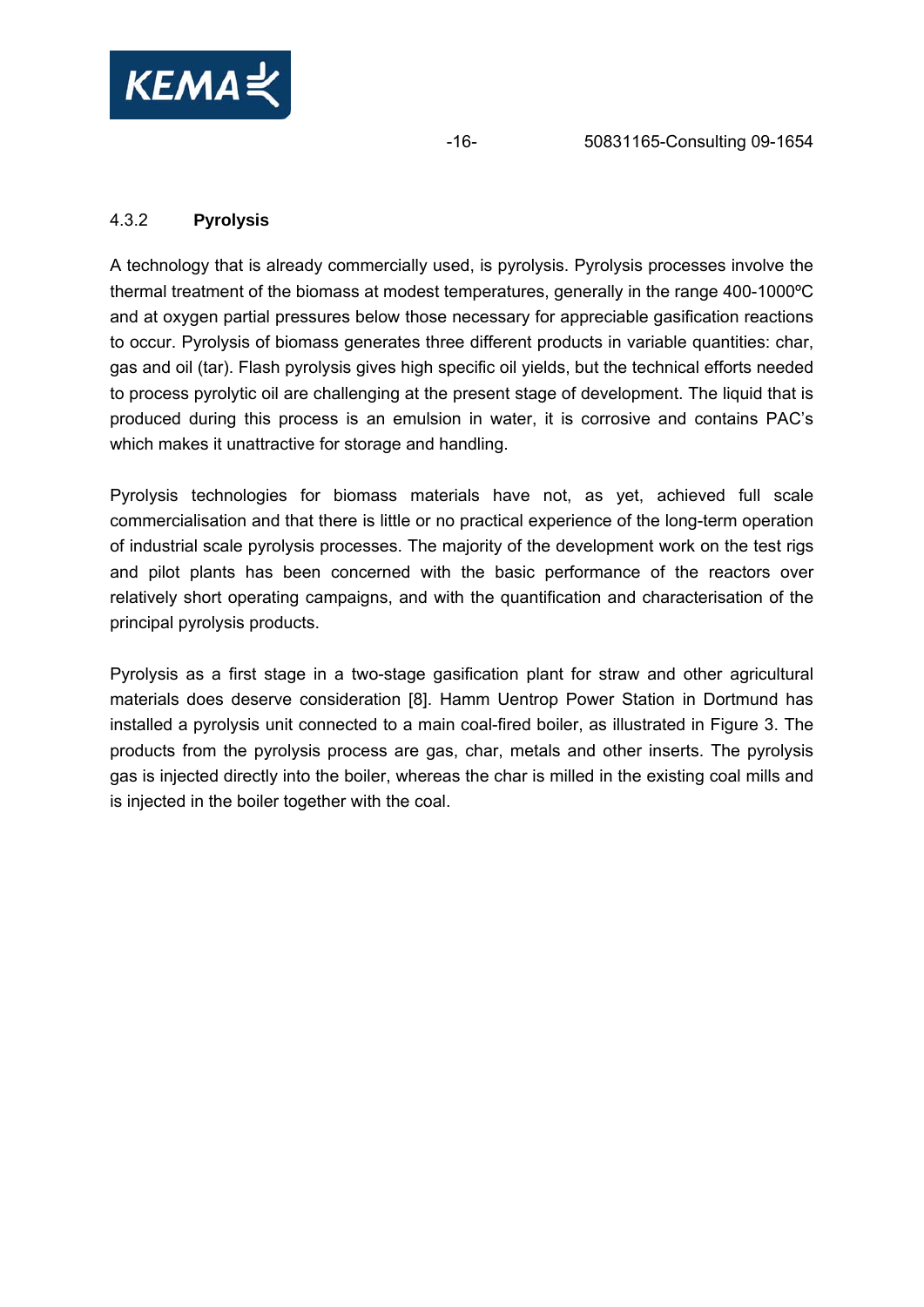### 4.3.2 Pyrolysis

A technology that is already commercially used, is pyrolysis. Pyrolysis processes involve the thermal treatment of the biomass at modest temperatures, generally in the range 400-1000ºC and at oxygen partial pressures below those necessary for appreciable gasification reactions to occur. Pyrolysis of biomass generates three different products in variable quantities: char, gas and oil (tar). Flash pyrolysis gives high specific oil yields, but the technical efforts needed to process pyrolytic oil are challenging at the present stage of development. The liquid that is produced during this process is an emulsion in water, it is corrosive and contains PAC's which makes it unattractive for storage and handling.

Pyrolysis technologies for biomass materials have not, as yet, achieved full scale commercialisation and that there is little or no practical experience of the long-term operation of industrial scale pyrolysis processes. The majority of the development work on the test rigs and pilot plants has been concerned with the basic performance of the reactors over relatively short operating campaigns, and with the quantification and characterisation of the principal pyrolysis products.

Pyrolysis as a first stage in a two-stage gasification plant for straw and other agricultural materials does deserve consideration [8]. Hamm Uentrop Power Station in Dortmund has installed a pyrolysis unit connected to a main coal-fired boiler, as illustrated in Figure 3. The products from the pyrolysis process are gas, char, metals and other inserts. The pyrolysis gas is injected directly into the boiler, whereas the char is milled in the existing coal mills and is injected in the boiler together with the coal.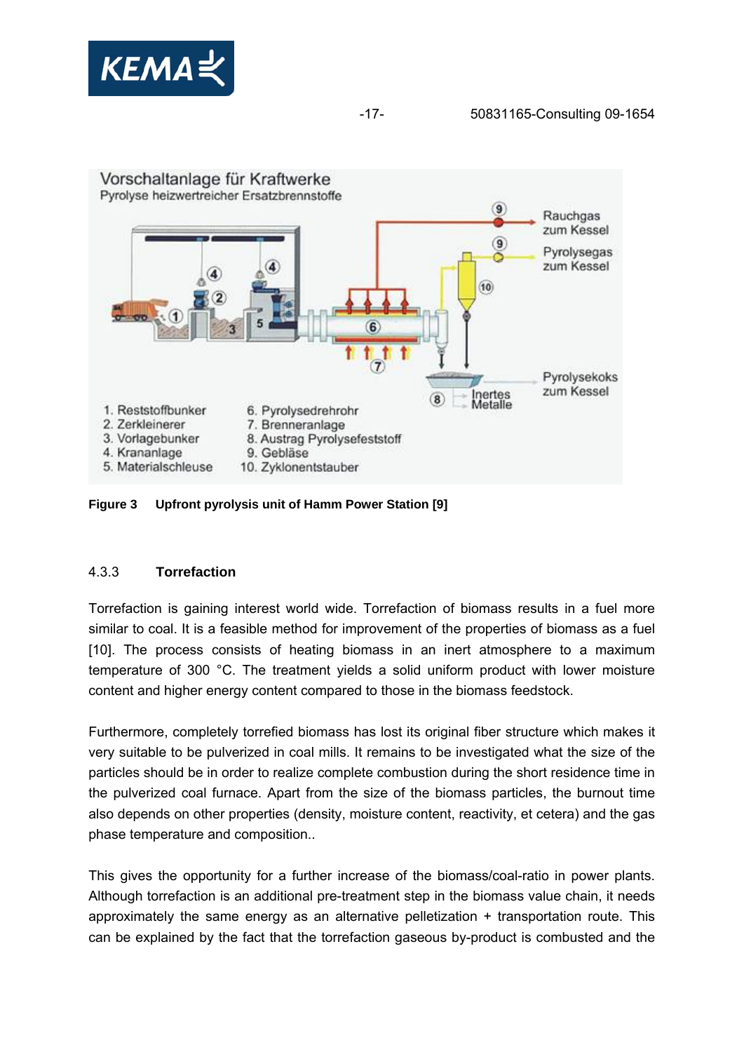Figure 3  Upfront pyrolysis unit of Hamm Power Station [9]

### 4.3.3 Torrefaction

Torrefaction is gaining interest world wide. Torrefaction of biomass results in a fuel more similar to coal. It is a feasible method for improvement of the properties of biomass as a fuel [10]. The process consists of heating biomass in an inert atmosphere to a maximum temperature of 300 °C. The treatment yields a solid uniform product with lower moisture content and higher energy content compared to those in the biomass feedstock.

Furthermore, completely torrefied biomass has lost its original fiber structure which makes it very suitable to be pulverized in coal mills. It remains to be investigated what the size of the particles should be in order to realize complete combustion during the short residence time in the pulverized coal furnace. Apart from the size of the biomass particles, the burnout time also depends on other properties (density, moisture content, reactivity, et cetera) and the gas phase temperature and composition..

This gives the opportunity for a further increase of the biomass/coal-ratio in power plants. Although torrefaction is an additional pre-treatment step in the biomass value chain, it needs approximately the same energy as an alternative pelletization + transportation route. This can be explained by the fact that the torrefaction gaseous by-product is combusted and the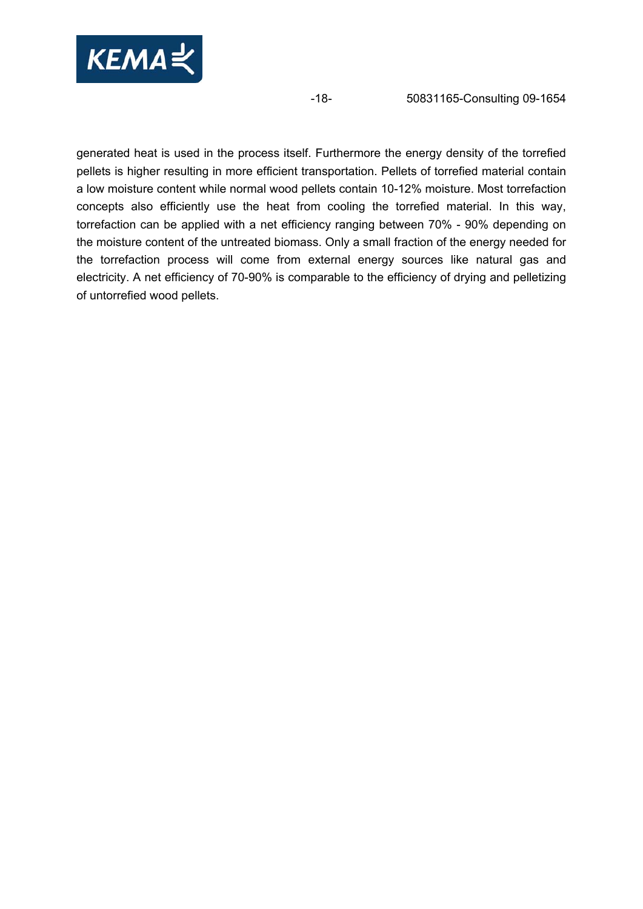generated heat is used in the process itself. Furthermore the energy density of the torrefied pellets is higher resulting in more efficient transportation. Pellets of torrefied material contain a low moisture content while normal wood pellets contain 10-12% moisture. Most torrefaction concepts also efficiently use the heat from cooling the torrefied material. In this way, torrefaction can be applied with a net efficiency ranging between 70% - 90% depending on the moisture content of the untreated biomass. Only a small fraction of the energy needed for the torrefaction process will come from external energy sources like natural gas and electricity. A net efficiency of 70-90% is comparable to the efficiency of drying and pelletizing of untorrefied wood pellets.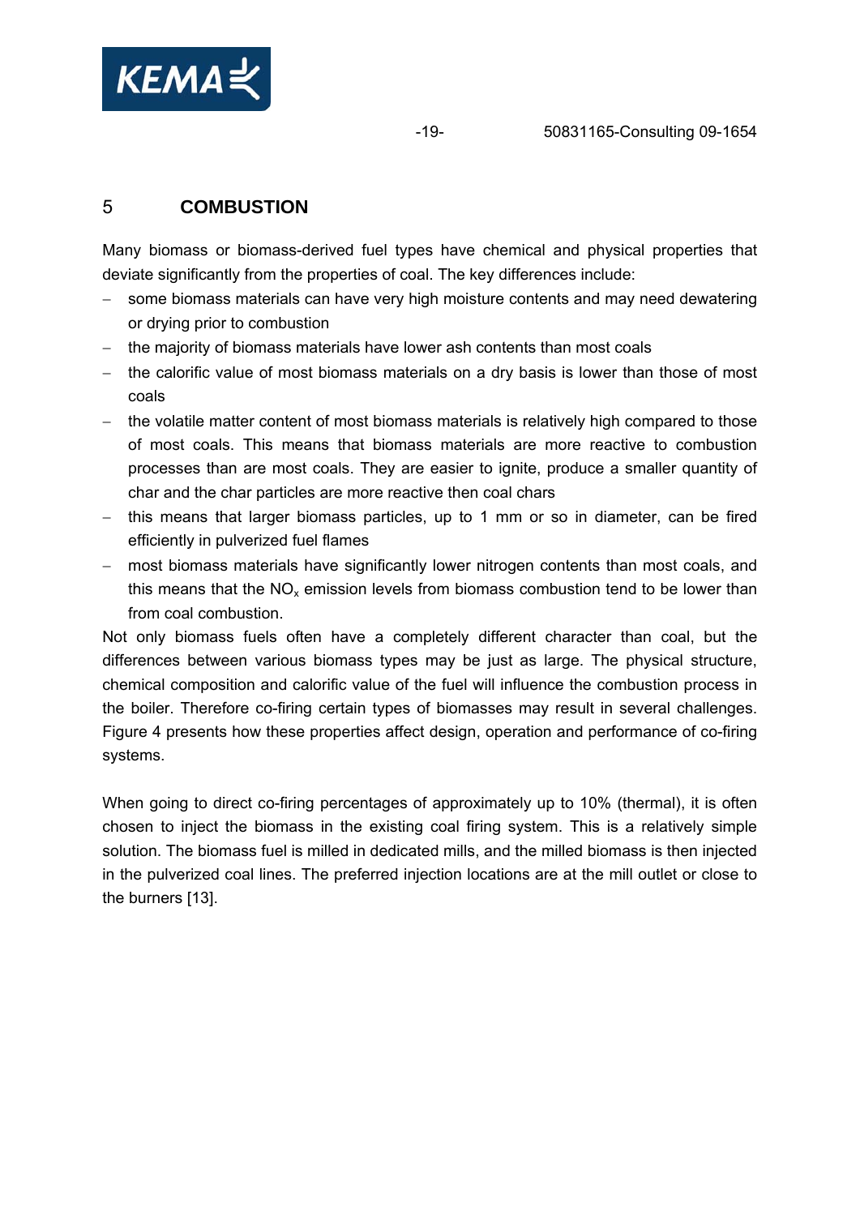# 5 COMBUSTION

Many biomass or biomass-derived fuel types have chemical and physical properties that deviate significantly from the properties of coal. The key differences include:

- some biomass materials can have very high moisture contents and may need dewatering or drying prior to combustion
- the majority of biomass materials have lower ash contents than most coals
- the calorific value of most biomass materials on a dry basis is lower than those of most coals
- the volatile matter content of most biomass materials is relatively high compared to those of most coals. This means that biomass materials are more reactive to combustion processes than are most coals. They are easier to ignite, produce a smaller quantity of char and the char particles are more reactive then coal chars
- this means that larger biomass particles, up to 1 mm or so in diameter, can be fired efficiently in pulverized fuel flames
- most biomass materials have significantly lower nitrogen contents than most coals, and this means that the $NO_x$ emission levels from biomass combustion tend to be lower than from coal combustion.

Not only biomass fuels often have a completely different character than coal, but the differences between various biomass types may be just as large. The physical structure, chemical composition and calorific value of the fuel will influence the combustion process in the boiler. Therefore co-firing certain types of biomasses may result in several challenges. Figure 4 presents how these properties affect design, operation and performance of co-firing systems.

When going to direct co-firing percentages of approximately up to 10% (thermal), it is often chosen to inject the biomass in the existing coal firing system. This is a relatively simple solution. The biomass fuel is milled in dedicated mills, and the milled biomass is then injected in the pulverized coal lines. The preferred injection locations are at the mill outlet or close to the burners [13].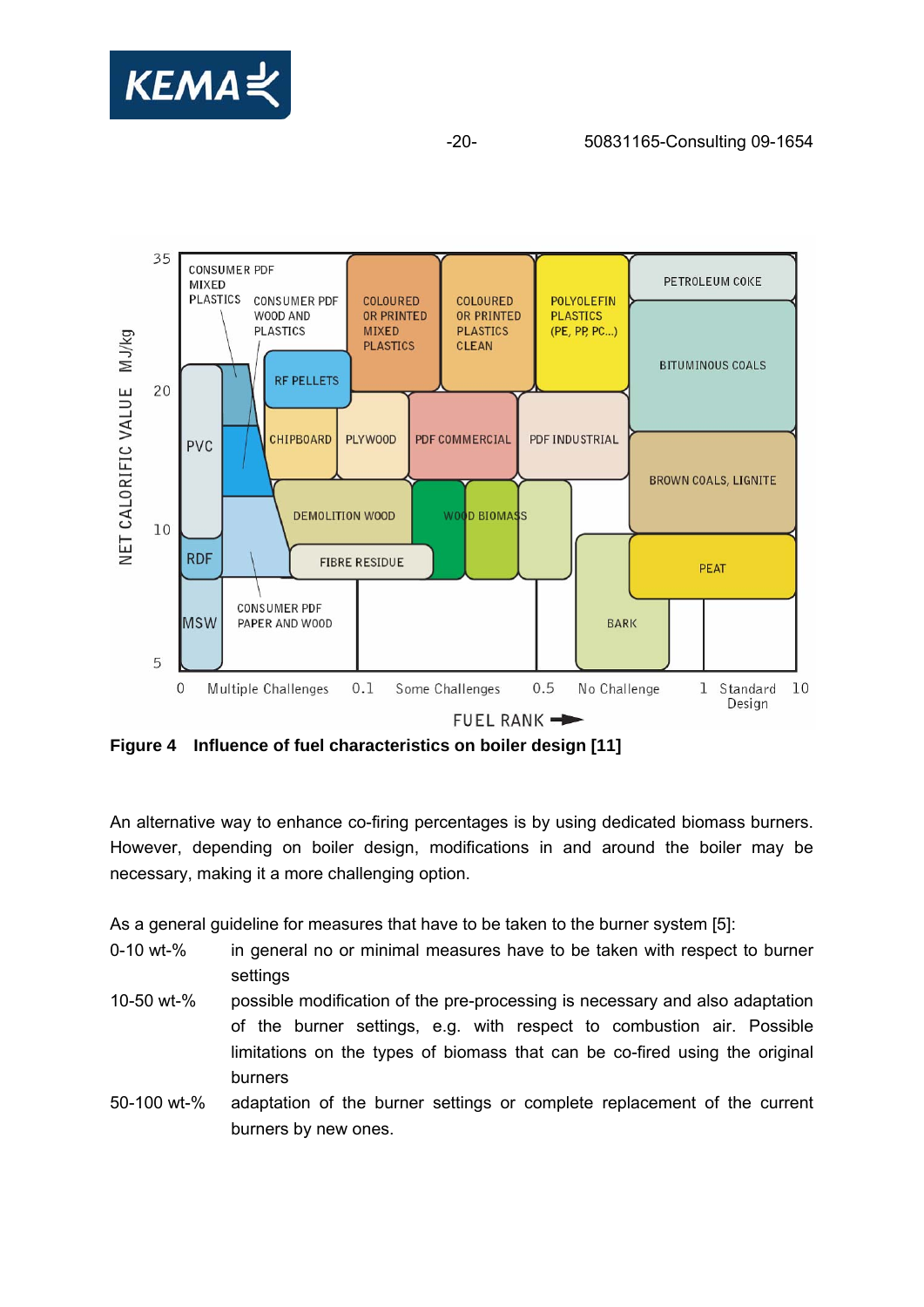**Figure 4 Influence of fuel characteristics on boiler design [11]**

An alternative way to enhance co-firing percentages is by using dedicated biomass burners. However, depending on boiler design, modifications in and around the boiler may be necessary, making it a more challenging option.

As a general guideline for measures that have to be taken to the burner system [5]:

| | |
|---|---|
| 0-10 wt-% | in general no or minimal measures have to be taken with respect to burner settings |
| 10-50 wt-% | possible modification of the pre-processing is necessary and also adaptation of the burner settings, e.g. with respect to combustion air. Possible limitations on the types of biomass that can be co-fired using the original burners |
| 50-100 wt-% | adaptation of the burner settings or complete replacement of the current burners by new ones. |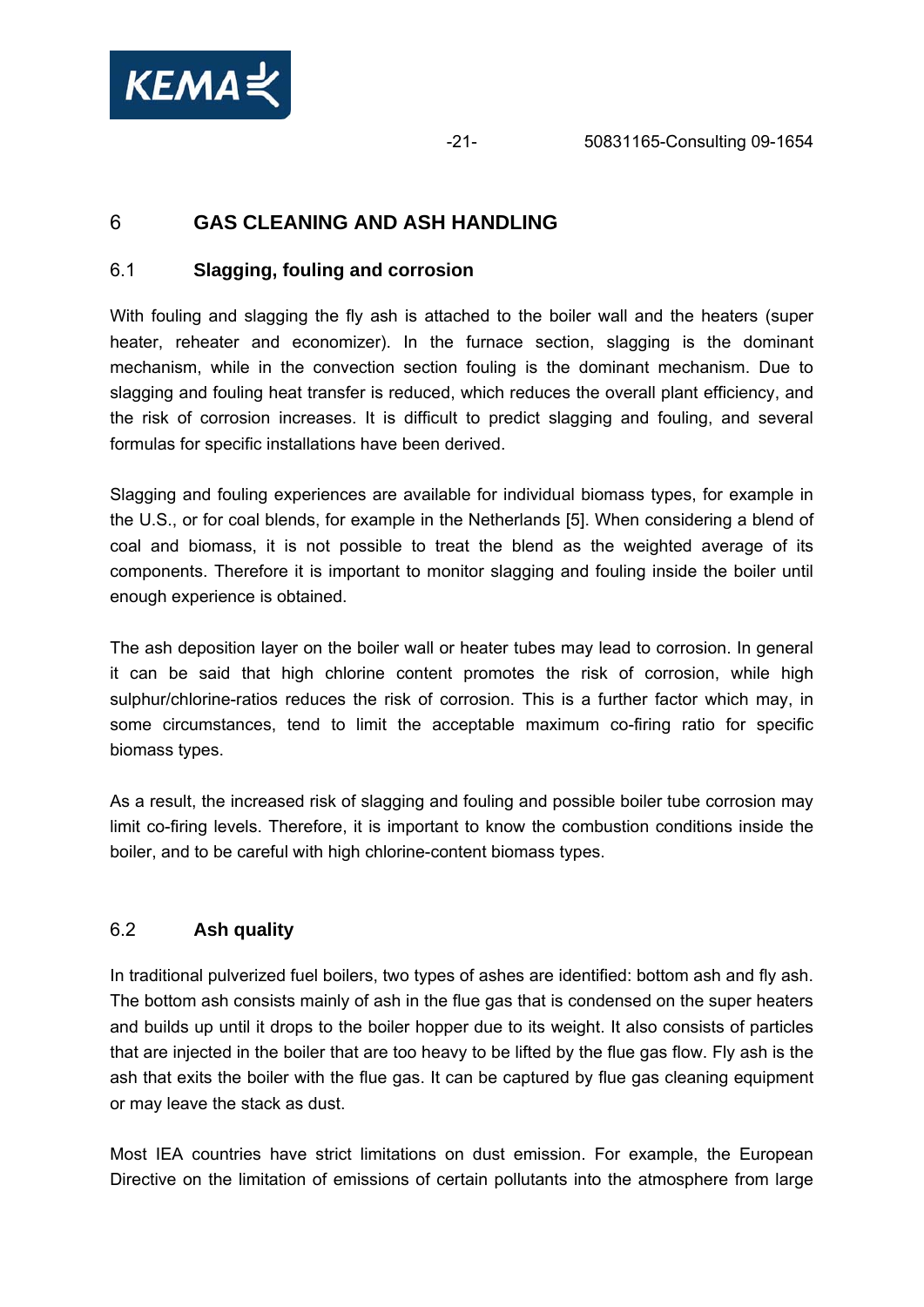# 6 GAS CLEANING AND ASH HANDLING

## 6.1 Slagging, fouling and corrosion

With fouling and slagging the fly ash is attached to the boiler wall and the heaters (super heater, reheater and economizer). In the furnace section, slagging is the dominant mechanism, while in the convection section fouling is the dominant mechanism. Due to slagging and fouling heat transfer is reduced, which reduces the overall plant efficiency, and the risk of corrosion increases. It is difficult to predict slagging and fouling, and several formulas for specific installations have been derived.

Slagging and fouling experiences are available for individual biomass types, for example in the U.S., or for coal blends, for example in the Netherlands [5]. When considering a blend of coal and biomass, it is not possible to treat the blend as the weighted average of its components. Therefore it is important to monitor slagging and fouling inside the boiler until enough experience is obtained.

The ash deposition layer on the boiler wall or heater tubes may lead to corrosion. In general it can be said that high chlorine content promotes the risk of corrosion, while high sulphur/chlorine-ratios reduces the risk of corrosion. This is a further factor which may, in some circumstances, tend to limit the acceptable maximum co-firing ratio for specific biomass types.

As a result, the increased risk of slagging and fouling and possible boiler tube corrosion may limit co-firing levels. Therefore, it is important to know the combustion conditions inside the boiler, and to be careful with high chlorine-content biomass types.

## 6.2 Ash quality

In traditional pulverized fuel boilers, two types of ashes are identified: bottom ash and fly ash. The bottom ash consists mainly of ash in the flue gas that is condensed on the super heaters and builds up until it drops to the boiler hopper due to its weight. It also consists of particles that are injected in the boiler that are too heavy to be lifted by the flue gas flow. Fly ash is the ash that exits the boiler with the flue gas. It can be captured by flue gas cleaning equipment or may leave the stack as dust.

Most IEA countries have strict limitations on dust emission. For example, the European Directive on the limitation of emissions of certain pollutants into the atmosphere from large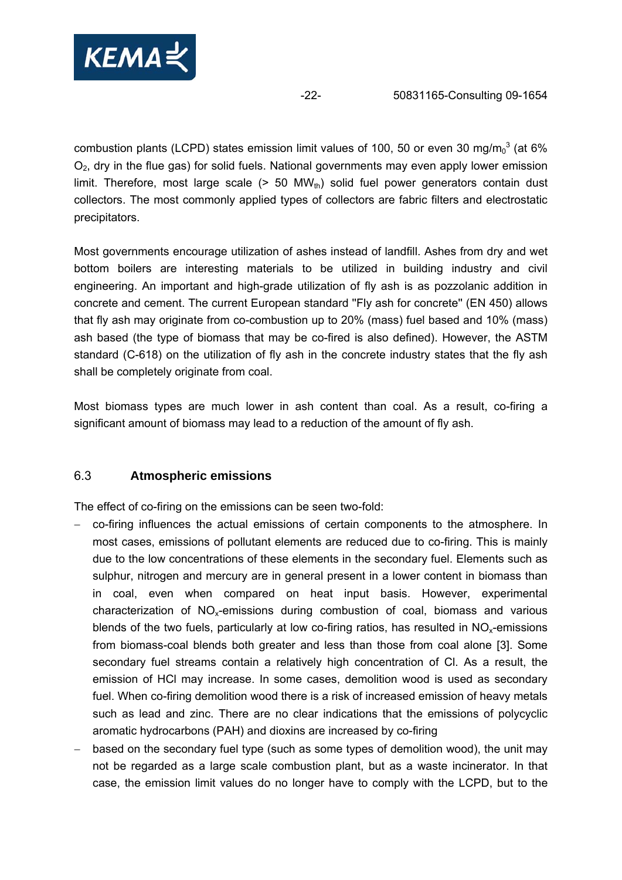combustion plants (LCPD) states emission limit values of 100, 50 or even 30 mg/$m_0^3$ (at 6% $O_2$, dry in the flue gas) for solid fuels. National governments may even apply lower emission limit. Therefore, most large scale (> 50 $MW_{th}$) solid fuel power generators contain dust collectors. The most commonly applied types of collectors are fabric filters and electrostatic precipitators.

Most governments encourage utilization of ashes instead of landfill. Ashes from dry and wet bottom boilers are interesting materials to be utilized in building industry and civil engineering. An important and high-grade utilization of fly ash is as pozzolanic addition in concrete and cement. The current European standard "Fly ash for concrete" (EN 450) allows that fly ash may originate from co-combustion up to 20% (mass) fuel based and 10% (mass) ash based (the type of biomass that may be co-fired is also defined). However, the ASTM standard (C-618) on the utilization of fly ash in the concrete industry states that the fly ash shall be completely originate from coal.

Most biomass types are much lower in ash content than coal. As a result, co-firing a significant amount of biomass may lead to a reduction of the amount of fly ash.

## 6.3 Atmospheric emissions

The effect of co-firing on the emissions can be seen two-fold:

- co-firing influences the actual emissions of certain components to the atmosphere. In most cases, emissions of pollutant elements are reduced due to co-firing. This is mainly due to the low concentrations of these elements in the secondary fuel. Elements such as sulphur, nitrogen and mercury are in general present in a lower content in biomass than in coal, even when compared on heat input basis. However, experimental characterization of $NO_x$-emissions during combustion of coal, biomass and various blends of the two fuels, particularly at low co-firing ratios, has resulted in $NO_x$-emissions from biomass-coal blends both greater and less than those from coal alone [3]. Some secondary fuel streams contain a relatively high concentration of Cl. As a result, the emission of HCl may increase. In some cases, demolition wood is used as secondary fuel. When co-firing demolition wood there is a risk of increased emission of heavy metals such as lead and zinc. There are no clear indications that the emissions of polycyclic aromatic hydrocarbons (PAH) and dioxins are increased by co-firing
- based on the secondary fuel type (such as some types of demolition wood), the unit may not be regarded as a large scale combustion plant, but as a waste incinerator. In that case, the emission limit values do no longer have to comply with the LCPD, but to the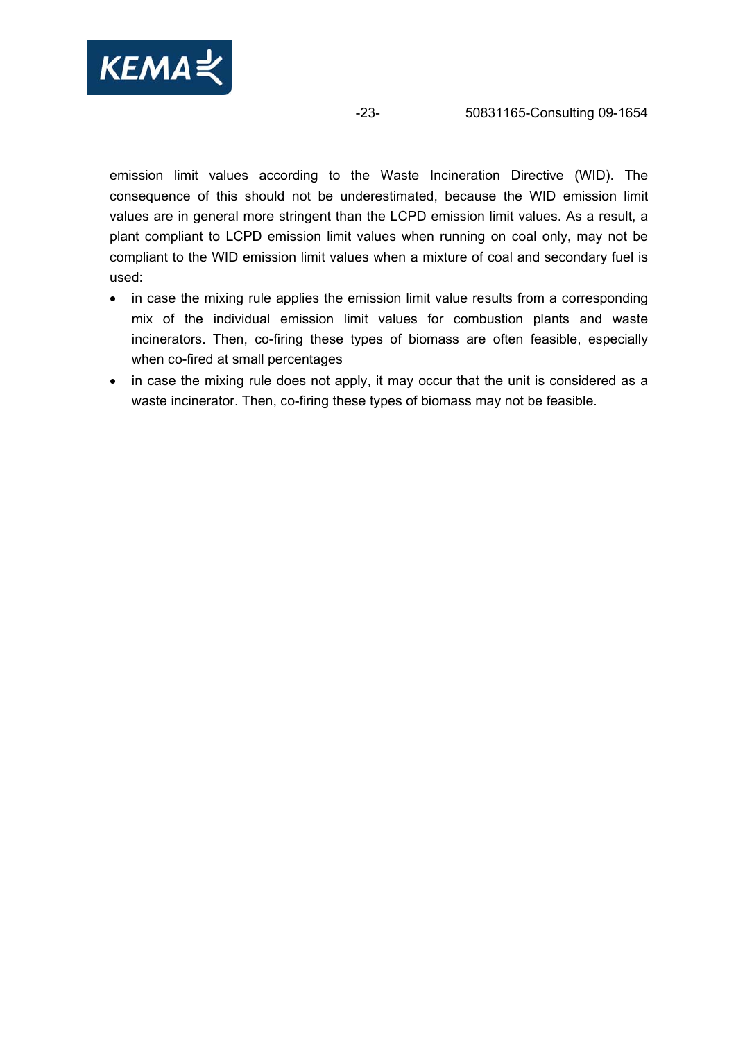emission limit values according to the Waste Incineration Directive (WID). The consequence of this should not be underestimated, because the WID emission limit values are in general more stringent than the LCPD emission limit values. As a result, a plant compliant to LCPD emission limit values when running on coal only, may not be compliant to the WID emission limit values when a mixture of coal and secondary fuel is used:

- in case the mixing rule applies the emission limit value results from a corresponding mix of the individual emission limit values for combustion plants and waste incinerators. Then, co-firing these types of biomass are often feasible, especially when co-fired at small percentages
- in case the mixing rule does not apply, it may occur that the unit is considered as a waste incinerator. Then, co-firing these types of biomass may not be feasible.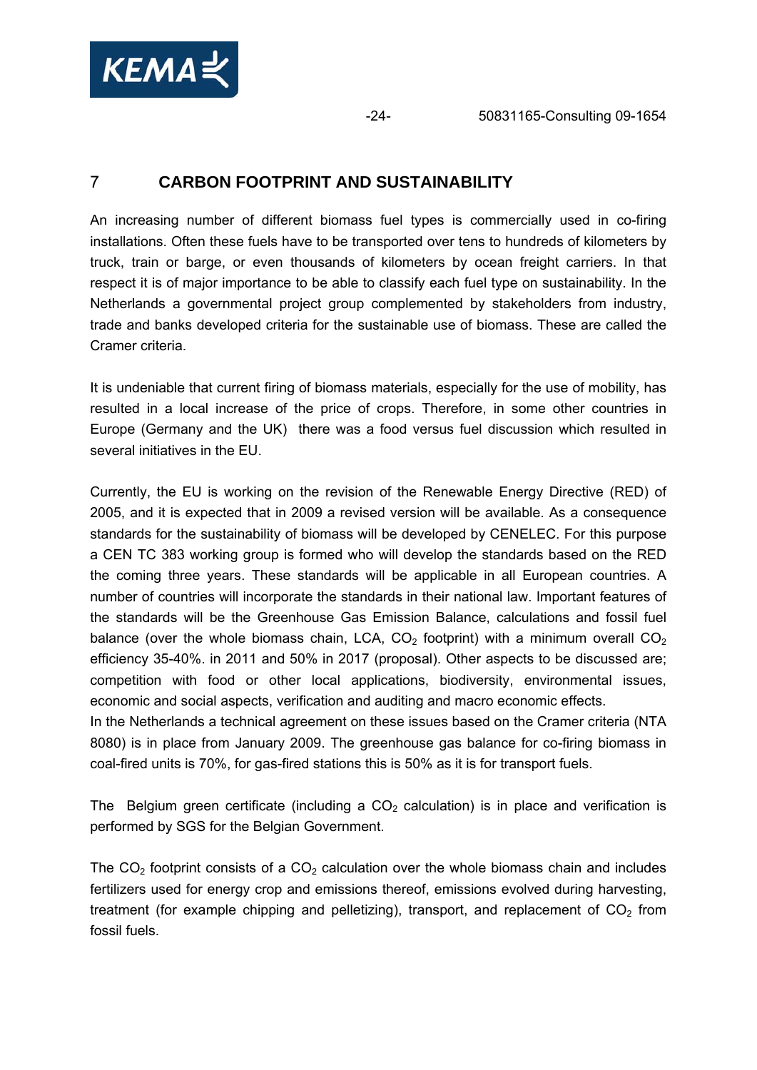# 7 CARBON FOOTPRINT AND SUSTAINABILITY

An increasing number of different biomass fuel types is commercially used in co-firing installations. Often these fuels have to be transported over tens to hundreds of kilometers by truck, train or barge, or even thousands of kilometers by ocean freight carriers. In that respect it is of major importance to be able to classify each fuel type on sustainability. In the Netherlands a governmental project group complemented by stakeholders from industry, trade and banks developed criteria for the sustainable use of biomass. These are called the Cramer criteria.

It is undeniable that current firing of biomass materials, especially for the use of mobility, has resulted in a local increase of the price of crops. Therefore, in some other countries in Europe (Germany and the UK) there was a food versus fuel discussion which resulted in several initiatives in the EU.

Currently, the EU is working on the revision of the Renewable Energy Directive (RED) of 2005, and it is expected that in 2009 a revised version will be available. As a consequence standards for the sustainability of biomass will be developed by CENELEC. For this purpose a CEN TC 383 working group is formed who will develop the standards based on the RED the coming three years. These standards will be applicable in all European countries. A number of countries will incorporate the standards in their national law. Important features of the standards will be the Greenhouse Gas Emission Balance, calculations and fossil fuel balance (over the whole biomass chain, LCA, $CO_2$ footprint) with a minimum overall $CO_2$ efficiency 35-40%. in 2011 and 50% in 2017 (proposal). Other aspects to be discussed are; competition with food or other local applications, biodiversity, environmental issues, economic and social aspects, verification and auditing and macro economic effects.
In the Netherlands a technical agreement on these issues based on the Cramer criteria (NTA 8080) is in place from January 2009. The greenhouse gas balance for co-firing biomass in coal-fired units is 70%, for gas-fired stations this is 50% as it is for transport fuels.

The Belgium green certificate (including a $CO_2$ calculation) is in place and verification is performed by SGS for the Belgian Government.

The $CO_2$ footprint consists of a $CO_2$ calculation over the whole biomass chain and includes fertilizers used for energy crop and emissions thereof, emissions evolved during harvesting, treatment (for example chipping and pelletizing), transport, and replacement of $CO_2$ from fossil fuels.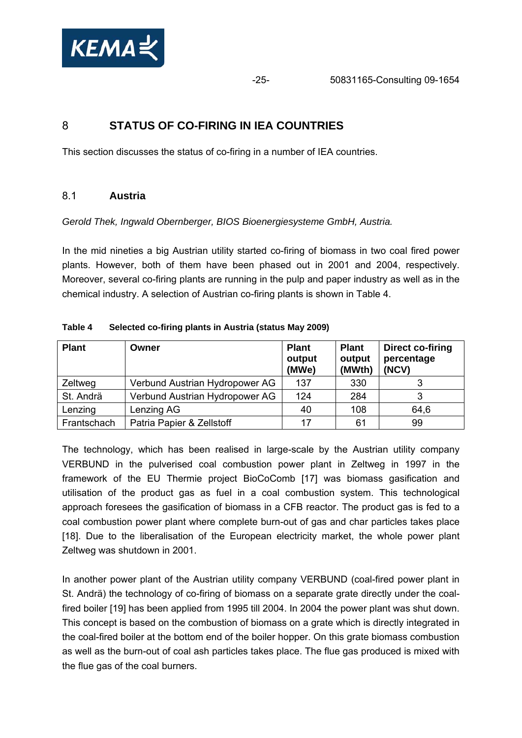# 8 STATUS OF CO-FIRING IN IEA COUNTRIES

This section discusses the status of co-firing in a number of IEA countries.

## 8.1 Austria

*Gerold Thek, Ingwald Obernberger, BIOS Bioenergiesysteme GmbH, Austria.*

In the mid nineties a big Austrian utility started co-firing of biomass in two coal fired power plants. However, both of them have been phased out in 2001 and 2004, respectively. Moreover, several co-firing plants are running in the pulp and paper industry as well as in the chemical industry. A selection of Austrian co-firing plants is shown in Table 4.

**Table 4 Selected co-firing plants in Austria (status May 2009)**

| Plant | Owner | Plant output (MWe) | Plant output (MWth) | Direct co-firing percentage (NCV) |
|---|---|---|---|---|
| Zeltweg | Verbund Austrian Hydropower AG | 137 | 330 | 3 |
| St. Andrä | Verbund Austrian Hydropower AG | 124 | 284 | 3 |
| Lenzing | Lenzing AG | 40 | 108 | 64,6 |
| Frantschach | Patria Papier & Zellstoff | 17 | 61 | 99 |

The technology, which has been realised in large-scale by the Austrian utility company VERBUND in the pulverised coal combustion power plant in Zeltweg in 1997 in the framework of the EU Thermie project BioCoComb [17] was biomass gasification and utilisation of the product gas as fuel in a coal combustion system. This technological approach foresees the gasification of biomass in a CFB reactor. The product gas is fed to a coal combustion power plant where complete burn-out of gas and char particles takes place [18]. Due to the liberalisation of the European electricity market, the whole power plant Zeltweg was shutdown in 2001.

In another power plant of the Austrian utility company VERBUND (coal-fired power plant in St. Andrä) the technology of co-firing of biomass on a separate grate directly under the coal-fired boiler [19] has been applied from 1995 till 2004. In 2004 the power plant was shut down. This concept is based on the combustion of biomass on a grate which is directly integrated in the coal-fired boiler at the bottom end of the boiler hopper. On this grate biomass combustion as well as the burn-out of coal ash particles takes place. The flue gas produced is mixed with the flue gas of the coal burners.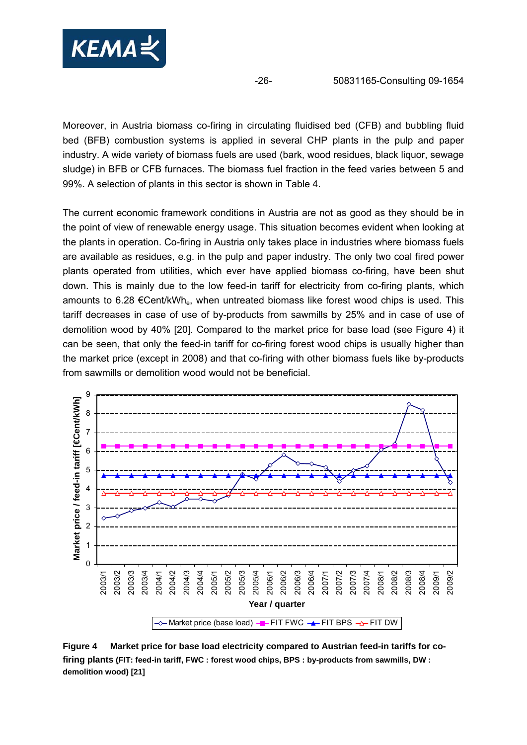Moreover, in Austria biomass co-firing in circulating fluidised bed (CFB) and bubbling fluid bed (BFB) combustion systems is applied in several CHP plants in the pulp and paper industry. A wide variety of biomass fuels are used (bark, wood residues, black liquor, sewage sludge) in BFB or CFB furnaces. The biomass fuel fraction in the feed varies between 5 and 99%. A selection of plants in this sector is shown in Table 4.

The current economic framework conditions in Austria are not as good as they should be in the point of view of renewable energy usage. This situation becomes evident when looking at the plants in operation. Co-firing in Austria only takes place in industries where biomass fuels are available as residues, e.g. in the pulp and paper industry. The only two coal fired power plants operated from utilities, which ever have applied biomass co-firing, have been shut down. This is mainly due to the low feed-in tariff for electricity from co-firing plants, which amounts to 6.28 €Cent/kWh$_e$, when untreated biomass like forest wood chips is used. This tariff decreases in case of use of by-products from sawmills by 25% and in case of use of demolition wood by 40% [20]. Compared to the market price for base load (see Figure 4) it can be seen, that only the feed-in tariff for co-firing forest wood chips is usually higher than the market price (except in 2008) and that co-firing with other biomass fuels like by-products from sawmills or demolition wood would not be beneficial.

**Figure 4 Market price for base load electricity compared to Austrian feed-in tariffs for co-firing plants** (FIT: feed-in tariff, FWC : forest wood chips, BPS : by-products from sawmills, DW : demolition wood) [21]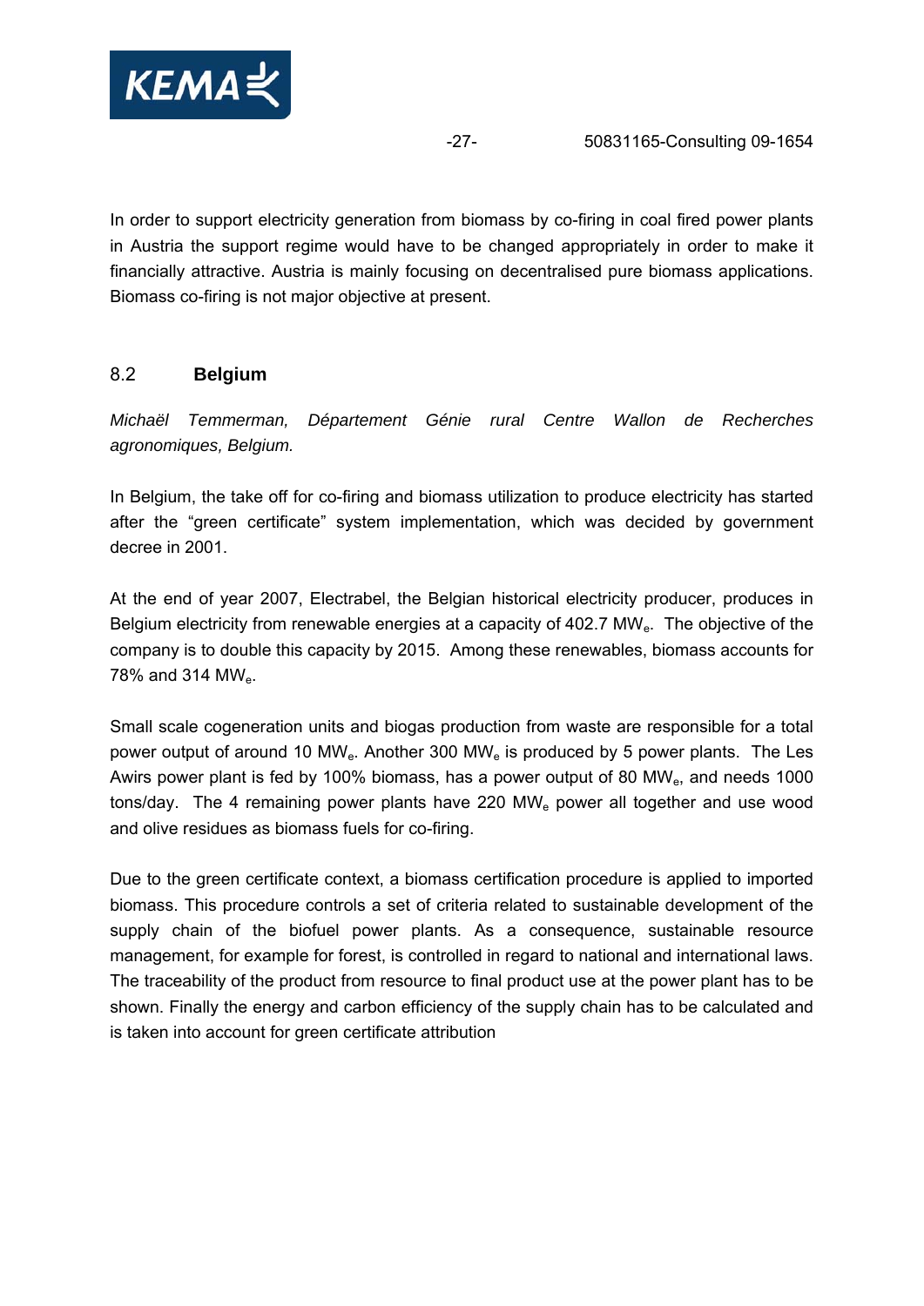In order to support electricity generation from biomass by co-firing in coal fired power plants in Austria the support regime would have to be changed appropriately in order to make it financially attractive. Austria is mainly focusing on decentralised pure biomass applications. Biomass co-firing is not major objective at present.

## 8.2 Belgium

*Michaël Temmerman, Département Génie rural Centre Wallon de Recherches agronomiques, Belgium.*

In Belgium, the take off for co-firing and biomass utilization to produce electricity has started after the "green certificate" system implementation, which was decided by government decree in 2001.

At the end of year 2007, Electrabel, the Belgian historical electricity producer, produces in Belgium electricity from renewable energies at a capacity of 402.7 $MW_e$. The objective of the company is to double this capacity by 2015. Among these renewables, biomass accounts for 78% and 314 $MW_e$.

Small scale cogeneration units and biogas production from waste are responsible for a total power output of around 10 $MW_e$. Another 300 $MW_e$ is produced by 5 power plants. The Les Awirs power plant is fed by 100% biomass, has a power output of 80 $MW_e$, and needs 1000 tons/day. The 4 remaining power plants have 220 $MW_e$ power all together and use wood and olive residues as biomass fuels for co-firing.

Due to the green certificate context, a biomass certification procedure is applied to imported biomass. This procedure controls a set of criteria related to sustainable development of the supply chain of the biofuel power plants. As a consequence, sustainable resource management, for example for forest, is controlled in regard to national and international laws. The traceability of the product from resource to final product use at the power plant has to be shown. Finally the energy and carbon efficiency of the supply chain has to be calculated and is taken into account for green certificate attribution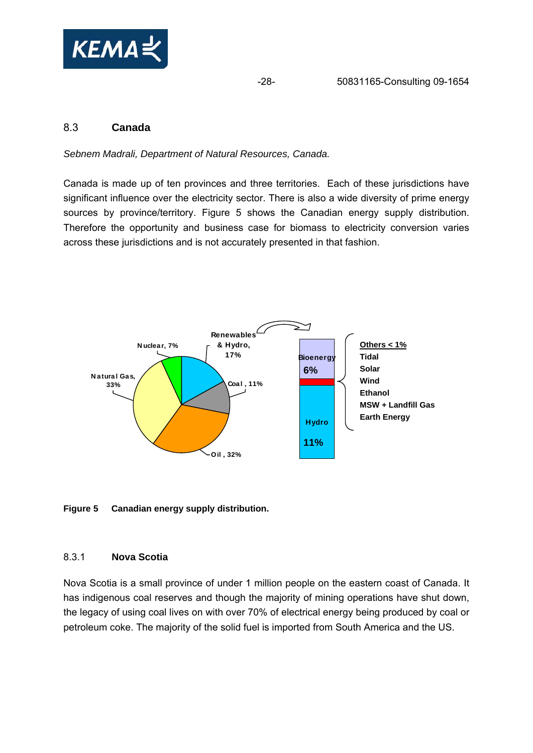## 8.3 Canada

*Sebnem Madrali, Department of Natural Resources, Canada.*

Canada is made up of ten provinces and three territories. Each of these jurisdictions have significant influence over the electricity sector. There is also a wide diversity of prime energy sources by province/territory. Figure 5 shows the Canadian energy supply distribution. Therefore the opportunity and business case for biomass to electricity conversion varies across these jurisdictions and is not accurately presented in that fashion.

**Figure 5 Canadian energy supply distribution.**

### 8.3.1 Nova Scotia

Nova Scotia is a small province of under 1 million people on the eastern coast of Canada. It has indigenous coal reserves and though the majority of mining operations have shut down, the legacy of using coal lives on with over 70% of electrical energy being produced by coal or petroleum coke. The majority of the solid fuel is imported from South America and the US.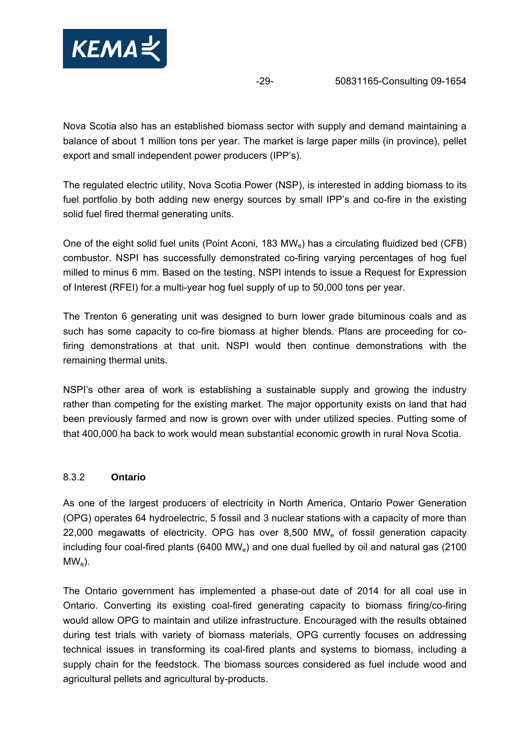Nova Scotia also has an established biomass sector with supply and demand maintaining a balance of about 1 million tons per year. The market is large paper mills (in province), pellet export and small independent power producers (IPP's).

The regulated electric utility, Nova Scotia Power (NSP), is interested in adding biomass to its fuel portfolio by both adding new energy sources by small IPP's and co-fire in the existing solid fuel fired thermal generating units.

One of the eight solid fuel units (Point Aconi, 183 $MW_e$) has a circulating fluidized bed (CFB) combustor. NSPI has successfully demonstrated co-firing varying percentages of hog fuel milled to minus 6 mm. Based on the testing, NSPI intends to issue a Request for Expression of Interest (RFEI) for a multi-year hog fuel supply of up to 50,000 tons per year.

The Trenton 6 generating unit was designed to burn lower grade bituminous coals and as such has some capacity to co-fire biomass at higher blends. Plans are proceeding for co-firing demonstrations at that unit. NSPI would then continue demonstrations with the remaining thermal units.

NSPI's other area of work is establishing a sustainable supply and growing the industry rather than competing for the existing market. The major opportunity exists on land that had been previously farmed and now is grown over with under utilized species. Putting some of that 400,000 ha back to work would mean substantial economic growth in rural Nova Scotia.

### 8.3.2 Ontario

As one of the largest producers of electricity in North America, Ontario Power Generation (OPG) operates 64 hydroelectric, 5 fossil and 3 nuclear stations with a capacity of more than 22,000 megawatts of electricity. OPG has over 8,500 $MW_e$ of fossil generation capacity including four coal-fired plants (6400 $MW_e$) and one dual fuelled by oil and natural gas (2100 $MW_e$).

The Ontario government has implemented a phase-out date of 2014 for all coal use in Ontario. Converting its existing coal-fired generating capacity to biomass firing/co-firing would allow OPG to maintain and utilize infrastructure. Encouraged with the results obtained during test trials with variety of biomass materials, OPG currently focuses on addressing technical issues in transforming its coal-fired plants and systems to biomass, including a supply chain for the feedstock. The biomass sources considered as fuel include wood and agricultural pellets and agricultural by-products.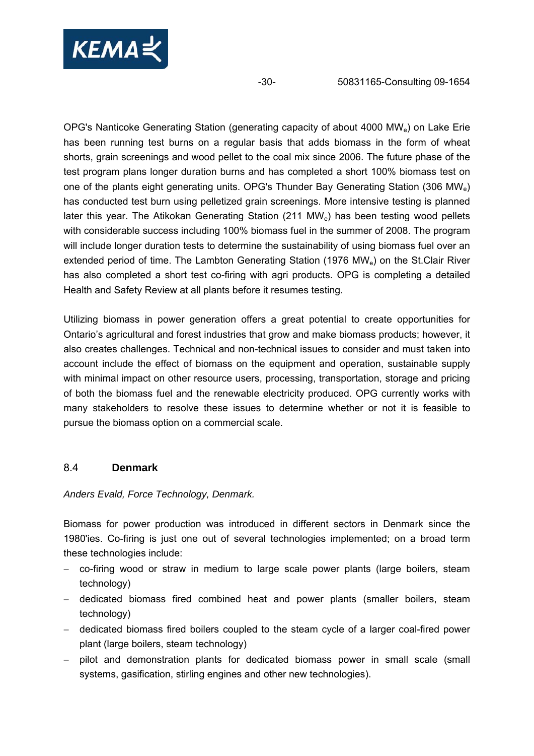OPG's Nanticoke Generating Station (generating capacity of about 4000 $MW_e$) on Lake Erie has been running test burns on a regular basis that adds biomass in the form of wheat shorts, grain screenings and wood pellet to the coal mix since 2006. The future phase of the test program plans longer duration burns and has completed a short 100% biomass test on one of the plants eight generating units. OPG's Thunder Bay Generating Station (306 $MW_e$) has conducted test burn using pelletized grain screenings. More intensive testing is planned later this year. The Atikokan Generating Station (211 $MW_e$) has been testing wood pellets with considerable success including 100% biomass fuel in the summer of 2008. The program will include longer duration tests to determine the sustainability of using biomass fuel over an extended period of time. The Lambton Generating Station (1976 $MW_e$) on the St.Clair River has also completed a short test co-firing with agri products. OPG is completing a detailed Health and Safety Review at all plants before it resumes testing.

Utilizing biomass in power generation offers a great potential to create opportunities for Ontario's agricultural and forest industries that grow and make biomass products; however, it also creates challenges. Technical and non-technical issues to consider and must taken into account include the effect of biomass on the equipment and operation, sustainable supply with minimal impact on other resource users, processing, transportation, storage and pricing of both the biomass fuel and the renewable electricity produced. OPG currently works with many stakeholders to resolve these issues to determine whether or not it is feasible to pursue the biomass option on a commercial scale.

## 8.4 Denmark

*Anders Evald, Force Technology, Denmark.*

Biomass for power production was introduced in different sectors in Denmark since the 1980'ies. Co-firing is just one out of several technologies implemented; on a broad term these technologies include:

- co-firing wood or straw in medium to large scale power plants (large boilers, steam technology)
- dedicated biomass fired combined heat and power plants (smaller boilers, steam technology)
- dedicated biomass fired boilers coupled to the steam cycle of a larger coal-fired power plant (large boilers, steam technology)
- pilot and demonstration plants for dedicated biomass power in small scale (small systems, gasification, stirling engines and other new technologies).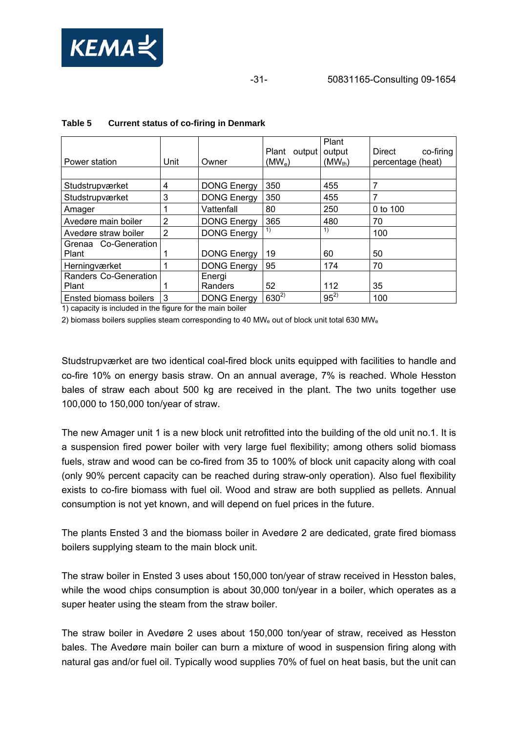**Table 5 Current status of co-firing in Denmark**

| Power station | Unit | Owner | Plant output ($MW_e$) | Plant output ($MW_{th}$) | Direct co-firing percentage (heat) |
|---|---|---|---|---|---|
| | | | | | |
| Studstrupværket | 4 | DONG Energy | 350 | 455 | 7 |
| Studstrupværket | 3 | DONG Energy | 350 | 455 | 7 |
| Amager | 1 | Vattenfall | 80 | 250 | 0 to 100 |
| Avedøre main boiler | 2 | DONG Energy | 365 | 480 | 70 |
| Avedøre straw boiler | 2 | DONG Energy | [1] | [1] | 100 |
| Grenaa Co-Generation Plant | 1 | DONG Energy | 19 | 60 | 50 |
| Herningværket | 1 | DONG Energy | 95 | 174 | 70 |
| Randers Co-Generation Plant | 1 | Energi Randers | 52 | 112 | 35 |
| Ensted biomass boilers | 3 | DONG Energy | 630[2] | 95[2] | 100 |

1) capacity is included in the figure for the main boiler

2) biomass boilers supplies steam corresponding to 40 $MW_e$ out of block unit total 630 $MW_e$

Studstrupværket are two identical coal-fired block units equipped with facilities to handle and co-fire 10% on energy basis straw. On an annual average, 7% is reached. Whole Hesston bales of straw each about 500 kg are received in the plant. The two units together use 100,000 to 150,000 ton/year of straw.

The new Amager unit 1 is a new block unit retrofitted into the building of the old unit no.1. It is a suspension fired power boiler with very large fuel flexibility; among others solid biomass fuels, straw and wood can be co-fired from 35 to 100% of block unit capacity along with coal (only 90% percent capacity can be reached during straw-only operation). Also fuel flexibility exists to co-fire biomass with fuel oil. Wood and straw are both supplied as pellets. Annual consumption is not yet known, and will depend on fuel prices in the future.

The plants Ensted 3 and the biomass boiler in Avedøre 2 are dedicated, grate fired biomass boilers supplying steam to the main block unit.

The straw boiler in Ensted 3 uses about 150,000 ton/year of straw received in Hesston bales, while the wood chips consumption is about 30,000 ton/year in a boiler, which operates as a super heater using the steam from the straw boiler.

The straw boiler in Avedøre 2 uses about 150,000 ton/year of straw, received as Hesston bales. The Avedøre main boiler can burn a mixture of wood in suspension firing along with natural gas and/or fuel oil. Typically wood supplies 70% of fuel on heat basis, but the unit can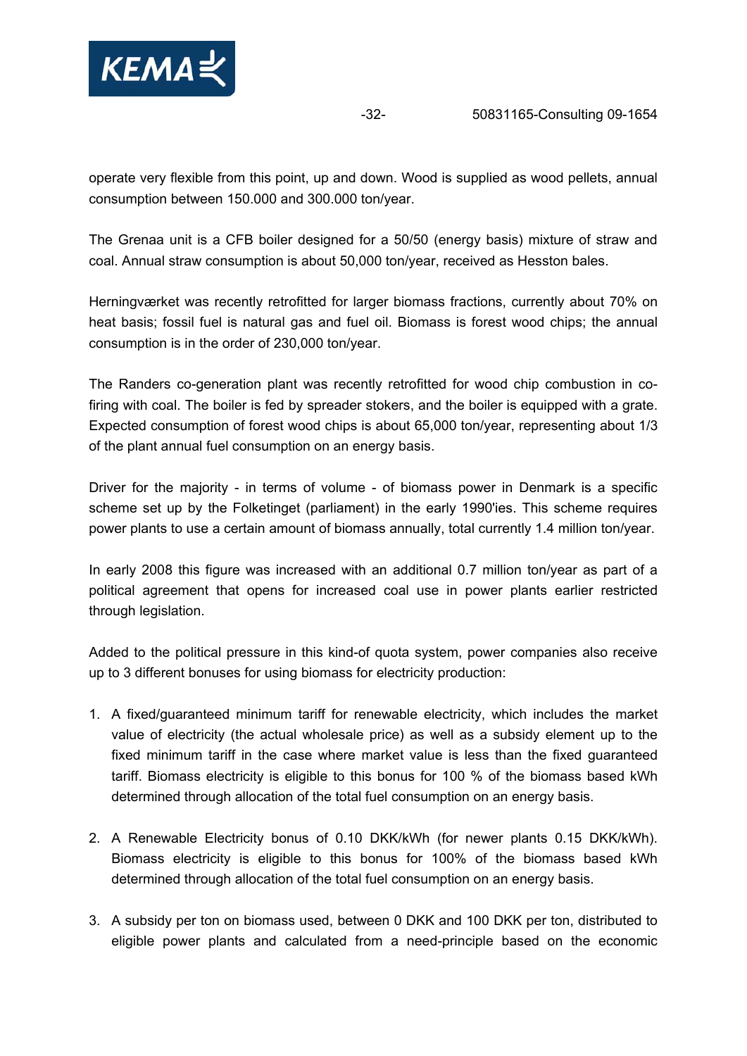operate very flexible from this point, up and down. Wood is supplied as wood pellets, annual consumption between 150.000 and 300.000 ton/year.

The Grenaa unit is a CFB boiler designed for a 50/50 (energy basis) mixture of straw and coal. Annual straw consumption is about 50,000 ton/year, received as Hesston bales.

Herningværket was recently retrofitted for larger biomass fractions, currently about 70% on heat basis; fossil fuel is natural gas and fuel oil. Biomass is forest wood chips; the annual consumption is in the order of 230,000 ton/year.

The Randers co-generation plant was recently retrofitted for wood chip combustion in co-firing with coal. The boiler is fed by spreader stokers, and the boiler is equipped with a grate. Expected consumption of forest wood chips is about 65,000 ton/year, representing about 1/3 of the plant annual fuel consumption on an energy basis.

Driver for the majority - in terms of volume - of biomass power in Denmark is a specific scheme set up by the Folketinget (parliament) in the early 1990'ies. This scheme requires power plants to use a certain amount of biomass annually, total currently 1.4 million ton/year.

In early 2008 this figure was increased with an additional 0.7 million ton/year as part of a political agreement that opens for increased coal use in power plants earlier restricted through legislation.

Added to the political pressure in this kind-of quota system, power companies also receive up to 3 different bonuses for using biomass for electricity production:

1. A fixed/guaranteed minimum tariff for renewable electricity, which includes the market value of electricity (the actual wholesale price) as well as a subsidy element up to the fixed minimum tariff in the case where market value is less than the fixed guaranteed tariff. Biomass electricity is eligible to this bonus for 100 % of the biomass based kWh determined through allocation of the total fuel consumption on an energy basis.

2. A Renewable Electricity bonus of 0.10 DKK/kWh (for newer plants 0.15 DKK/kWh). Biomass electricity is eligible to this bonus for 100% of the biomass based kWh determined through allocation of the total fuel consumption on an energy basis.

3. A subsidy per ton on biomass used, between 0 DKK and 100 DKK per ton, distributed to eligible power plants and calculated from a need-principle based on the economic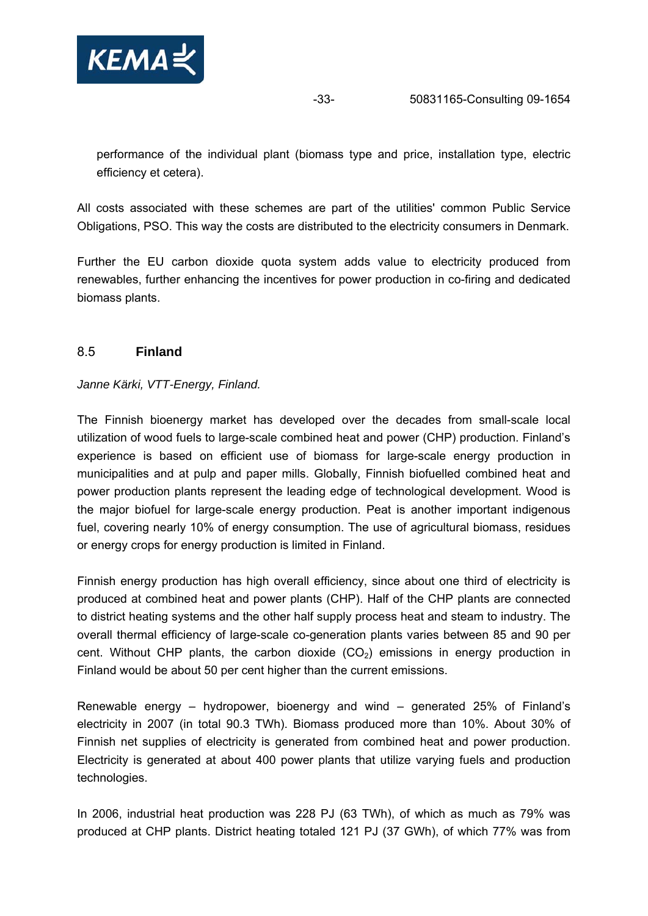performance of the individual plant (biomass type and price, installation type, electric efficiency et cetera).

All costs associated with these schemes are part of the utilities' common Public Service Obligations, PSO. This way the costs are distributed to the electricity consumers in Denmark.

Further the EU carbon dioxide quota system adds value to electricity produced from renewables, further enhancing the incentives for power production in co-firing and dedicated biomass plants.

## 8.5 **Finland**

*Janne Kärki, VTT-Energy, Finland.*

The Finnish bioenergy market has developed over the decades from small-scale local utilization of wood fuels to large-scale combined heat and power (CHP) production. Finland's experience is based on efficient use of biomass for large-scale energy production in municipalities and at pulp and paper mills. Globally, Finnish biofuelled combined heat and power production plants represent the leading edge of technological development. Wood is the major biofuel for large-scale energy production. Peat is another important indigenous fuel, covering nearly 10% of energy consumption. The use of agricultural biomass, residues or energy crops for energy production is limited in Finland.

Finnish energy production has high overall efficiency, since about one third of electricity is produced at combined heat and power plants (CHP). Half of the CHP plants are connected to district heating systems and the other half supply process heat and steam to industry. The overall thermal efficiency of large-scale co-generation plants varies between 85 and 90 per cent. Without CHP plants, the carbon dioxide ($CO_2$) emissions in energy production in Finland would be about 50 per cent higher than the current emissions.

Renewable energy – hydropower, bioenergy and wind – generated 25% of Finland's electricity in 2007 (in total 90.3 TWh). Biomass produced more than 10%. About 30% of Finnish net supplies of electricity is generated from combined heat and power production. Electricity is generated at about 400 power plants that utilize varying fuels and production technologies.

In 2006, industrial heat production was 228 PJ (63 TWh), of which as much as 79% was produced at CHP plants. District heating totaled 121 PJ (37 GWh), of which 77% was from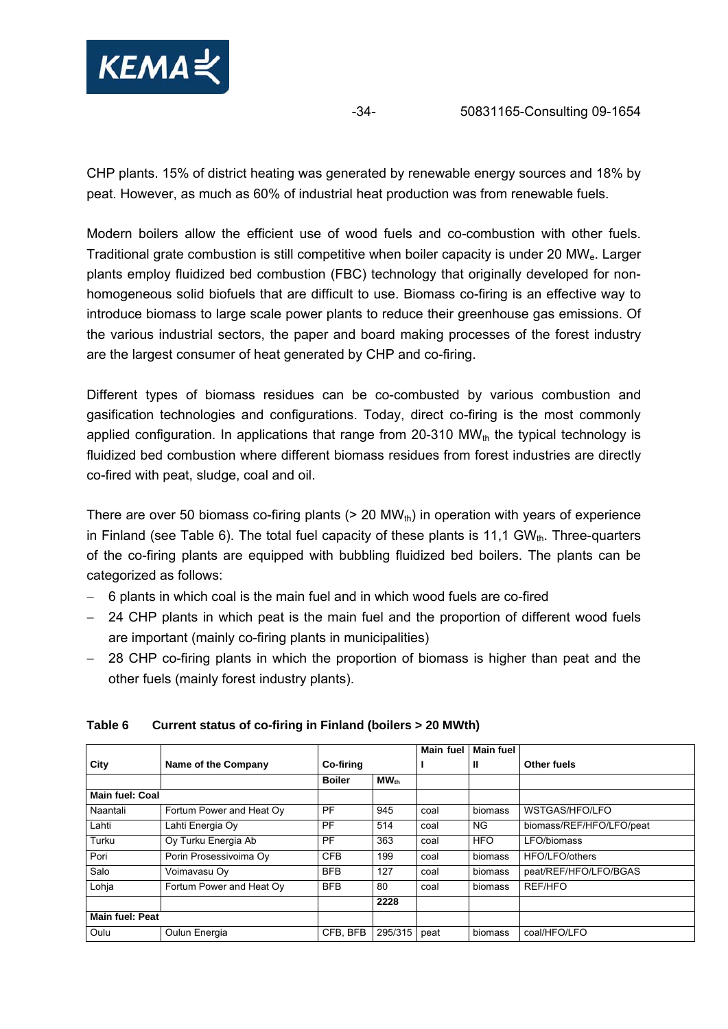CHP plants. 15% of district heating was generated by renewable energy sources and 18% by peat. However, as much as 60% of industrial heat production was from renewable fuels.

Modern boilers allow the efficient use of wood fuels and co-combustion with other fuels. Traditional grate combustion is still competitive when boiler capacity is under 20 $MW_e$. Larger plants employ fluidized bed combustion (FBC) technology that originally developed for non-homogeneous solid biofuels that are difficult to use. Biomass co-firing is an effective way to introduce biomass to large scale power plants to reduce their greenhouse gas emissions. Of the various industrial sectors, the paper and board making processes of the forest industry are the largest consumer of heat generated by CHP and co-firing.

Different types of biomass residues can be co-combusted by various combustion and gasification technologies and configurations. Today, direct co-firing is the most commonly applied configuration. In applications that range from 20-310 $MW_{th}$ the typical technology is fluidized bed combustion where different biomass residues from forest industries are directly co-fired with peat, sludge, coal and oil.

There are over 50 biomass co-firing plants (> 20 $MW_{th}$) in operation with years of experience in Finland (see Table 6). The total fuel capacity of these plants is 11,1 $GW_{th}$. Three-quarters of the co-firing plants are equipped with bubbling fluidized bed boilers. The plants can be categorized as follows:

- 6 plants in which coal is the main fuel and in which wood fuels are co-fired
- 24 CHP plants in which peat is the main fuel and the proportion of different wood fuels are important (mainly co-firing plants in municipalities)
- 28 CHP co-firing plants in which the proportion of biomass is higher than peat and the other fuels (mainly forest industry plants).

**Table 6 Current status of co-firing in Finland (boilers > 20 MWth)**

| City | Name of the Company | Co-firing | | Main fuel I | Main fuel II | Other fuels |
|---|---|---|---|---|---|---|
| | | Boiler | $MW_{th}$ | | | |
| **Main fuel: Coal** | | | | | | |
| Naantali | Fortum Power and Heat Oy | PF | 945 | coal | biomass | WSTGAS/HFO/LFO |
| Lahti | Lahti Energia Oy | PF | 514 | coal | NG | biomass/REF/HFO/LFO/peat |
| Turku | Oy Turku Energia Ab | PF | 363 | coal | HFO | LFO/biomass |
| Pori | Porin Prosessivoima Oy | CFB | 199 | coal | biomass | HFO/LFO/others |
| Salo | Voimavasu Oy | BFB | 127 | coal | biomass | peat/REF/HFO/LFO/BGAS |
| Lohja | Fortum Power and Heat Oy | BFB | 80 | coal | biomass | REF/HFO |
| | | | **2228** | | | |
| **Main fuel: Peat** | | | | | | |
| Oulu | Oulun Energia | CFB, BFB | 295/315 | peat | biomass | coal/HFO/LFO |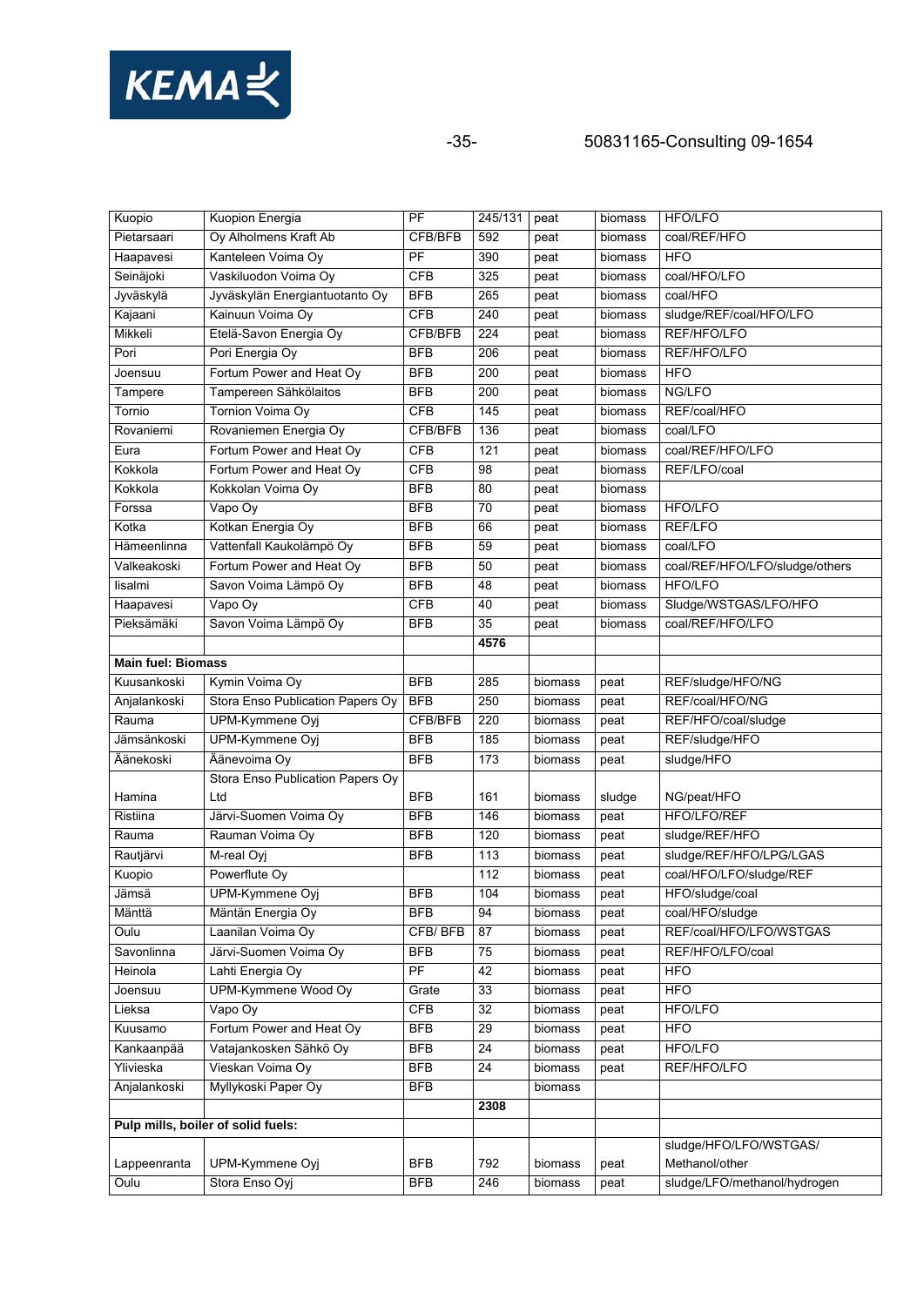| Kuopio | Kuopion Energia | PF | 245/131 | peat | biomass | HFO/LFO |
|---|---|---|---|---|---|---|
| Pietarsaari | Oy Alholmens Kraft Ab | CFB/BFB | 592 | peat | biomass | coal/REF/HFO |
| Haapavesi | Kanteleen Voima Oy | PF | 390 | peat | biomass | HFO |
| Seinäjoki | Vaskiluodon Voima Oy | CFB | 325 | peat | biomass | coal/HFO/LFO |
| Jyväskylä | Jyväskylän Energiantuotanto Oy | BFB | 265 | peat | biomass | coal/HFO |
| Kajaani | Kainuun Voima Oy | CFB | 240 | peat | biomass | sludge/REF/coal/HFO/LFO |
| Mikkeli | Etelä-Savon Energia Oy | CFB/BFB | 224 | peat | biomass | REF/HFO/LFO |
| Pori | Pori Energia Oy | BFB | 206 | peat | biomass | REF/HFO/LFO |
| Joensuu | Fortum Power and Heat Oy | BFB | 200 | peat | biomass | HFO |
| Tampere | Tampereen Sähkölaitos | BFB | 200 | peat | biomass | NG/LFO |
| Tornio | Tornion Voima Oy | CFB | 145 | peat | biomass | REF/coal/HFO |
| Rovaniemi | Rovaniemen Energia Oy | CFB/BFB | 136 | peat | biomass | coal/LFO |
| Eura | Fortum Power and Heat Oy | CFB | 121 | peat | biomass | coal/REF/HFO/LFO |
| Kokkola | Fortum Power and Heat Oy | CFB | 98 | peat | biomass | REF/LFO/coal |
| Kokkola | Kokkolan Voima Oy | BFB | 80 | peat | biomass | |
| Forssa | Vapo Oy | BFB | 70 | peat | biomass | HFO/LFO |
| Kotka | Kotkan Energia Oy | BFB | 66 | peat | biomass | REF/LFO |
| Hämeenlinna | Vattenfall Kaukolämpö Oy | BFB | 59 | peat | biomass | coal/LFO |
| Valkeakoski | Fortum Power and Heat Oy | BFB | 50 | peat | biomass | coal/REF/HFO/LFO/sludge/others |
| Iisalmi | Savon Voima Lämpö Oy | BFB | 48 | peat | biomass | HFO/LFO |
| Haapavesi | Vapo Oy | CFB | 40 | peat | biomass | Sludge/WSTGAS/LFO/HFO |
| Pieksämäki | Savon Voima Lämpö Oy | BFB | 35 | peat | biomass | coal/REF/HFO/LFO |
| | | | **4576** | | | |
| **Main fuel: Biomass** | | | | | | |
| Kuusankoski | Kymin Voima Oy | BFB | 285 | biomass | peat | REF/sludge/HFO/NG |
| Anjalankoski | Stora Enso Publication Papers Oy | BFB | 250 | biomass | peat | REF/coal/HFO/NG |
| Rauma | UPM-Kymmene Oyj | CFB/BFB | 220 | biomass | peat | REF/HFO/coal/sludge |
| Jämsänkoski | UPM-Kymmene Oyj | BFB | 185 | biomass | peat | REF/sludge/HFO |
| Äänekoski | Äänevoima Oy | BFB | 173 | biomass | peat | sludge/HFO |
| Hamina | Stora Enso Publication Papers Oy Ltd | BFB | 161 | biomass | sludge | NG/peat/HFO |
| Ristiina | Järvi-Suomen Voima Oy | BFB | 146 | biomass | peat | HFO/LFO/REF |
| Rauma | Rauman Voima Oy | BFB | 120 | biomass | peat | sludge/REF/HFO |
| Rautjärvi | M-real Oyj | BFB | 113 | biomass | peat | sludge/REF/HFO/LPG/LGAS |
| Kuopio | Powerflute Oy | | 112 | biomass | peat | coal/HFO/LFO/sludge/REF |
| Jämsä | UPM-Kymmene Oyj | BFB | 104 | biomass | peat | HFO/sludge/coal |
| Mänttä | Mäntän Energia Oy | BFB | 94 | biomass | peat | coal/HFO/sludge |
| Oulu | Laanilan Voima Oy | CFB/ BFB | 87 | biomass | peat | REF/coal/HFO/LFO/WSTGAS |
| Savonlinna | Järvi-Suomen Voima Oy | BFB | 75 | biomass | peat | REF/HFO/LFO/coal |
| Heinola | Lahti Energia Oy | PF | 42 | biomass | peat | HFO |
| Joensuu | UPM-Kymmene Wood Oy | Grate | 33 | biomass | peat | HFO |
| Lieksa | Vapo Oy | CFB | 32 | biomass | peat | HFO/LFO |
| Kuusamo | Fortum Power and Heat Oy | BFB | 29 | biomass | peat | HFO |
| Kankaanpää | Vatajankosken Sähkö Oy | BFB | 24 | biomass | peat | HFO/LFO |
| Ylivieska | Vieskan Voima Oy | BFB | 24 | biomass | peat | REF/HFO/LFO |
| Anjalankoski | Myllykoski Paper Oy | BFB | | biomass | | |
| | | | **2308** | | | |
| **Pulp mills, boiler of solid fuels:** | | | | | | |
| Lappeenranta | UPM-Kymmene Oyj | BFB | 792 | biomass | peat | sludge/HFO/LFO/WSTGAS/ Methanol/other |
| Oulu | Stora Enso Oyj | BFB | 246 | biomass | peat | sludge/LFO/methanol/hydrogen |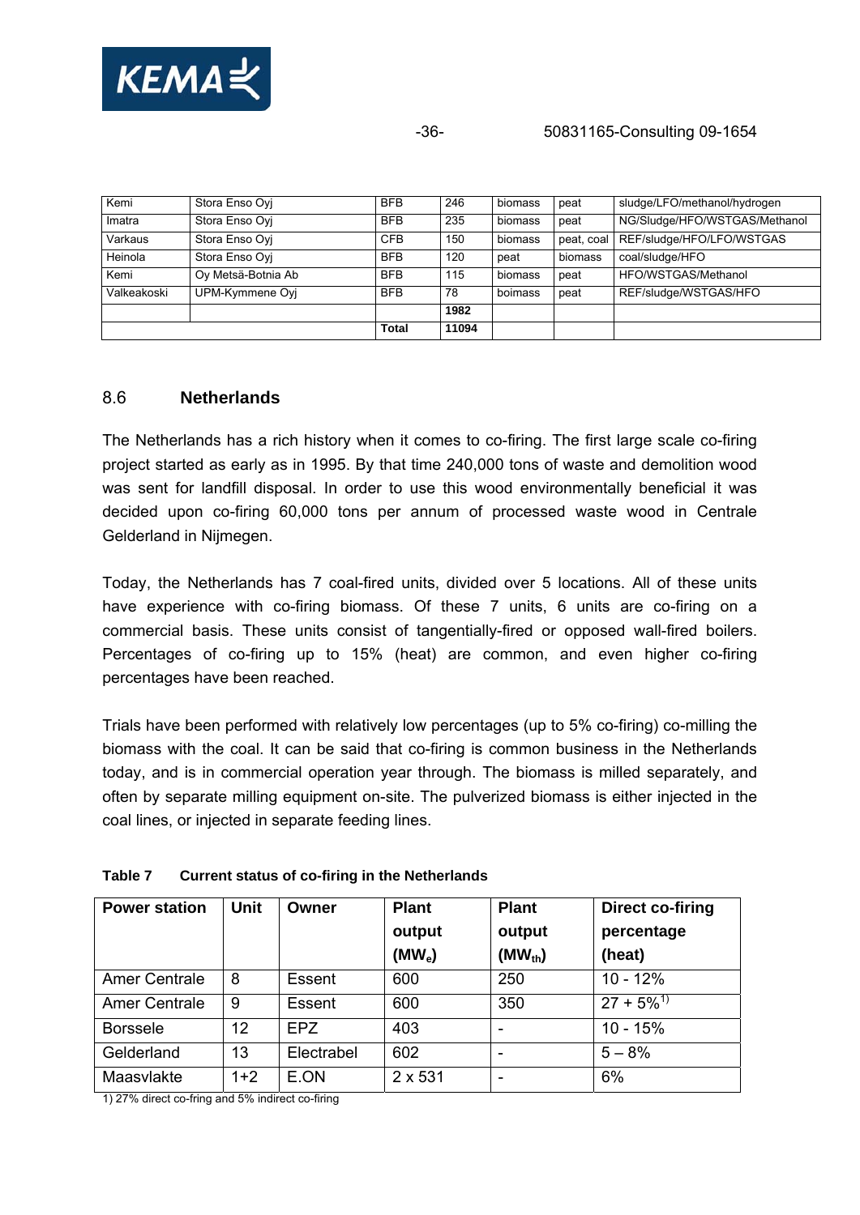| Kemi | Stora Enso Oyj | BFB | 246 | biomass | peat | sludge/LFO/methanol/hydrogen |
|---|---|---|---|---|---|---|
| Imatra | Stora Enso Oyj | BFB | 235 | biomass | peat | NG/Sludge/HFO/WSTGAS/Methanol |
| Varkaus | Stora Enso Oyj | CFB | 150 | biomass | peat, coal | REF/sludge/HFO/LFO/WSTGAS |
| Heinola | Stora Enso Oyj | BFB | 120 | peat | biomass | coal/sludge/HFO |
| Kemi | Oy Metsä-Botnia Ab | BFB | 115 | biomass | peat | HFO/WSTGAS/Methanol |
| Valkeakoski | UPM-Kymmene Oyj | BFB | 78 | boimass | peat | REF/sludge/WSTGAS/HFO |
| | | | **1982** | | | |
| | | **Total** | **11094** | | | |

## 8.6 Netherlands

The Netherlands has a rich history when it comes to co-firing. The first large scale co-firing project started as early as in 1995. By that time 240,000 tons of waste and demolition wood was sent for landfill disposal. In order to use this wood environmentally beneficial it was decided upon co-firing 60,000 tons per annum of processed waste wood in Centrale Gelderland in Nijmegen.

Today, the Netherlands has 7 coal-fired units, divided over 5 locations. All of these units have experience with co-firing biomass. Of these 7 units, 6 units are co-firing on a commercial basis. These units consist of tangentially-fired or opposed wall-fired boilers. Percentages of co-firing up to 15% (heat) are common, and even higher co-firing percentages have been reached.

Trials have been performed with relatively low percentages (up to 5% co-firing) co-milling the biomass with the coal. It can be said that co-firing is common business in the Netherlands today, and is in commercial operation year through. The biomass is milled separately, and often by separate milling equipment on-site. The pulverized biomass is either injected in the coal lines, or injected in separate feeding lines.

**Table 7 Current status of co-firing in the Netherlands**

| Power station | Unit | Owner | Plant output ($MW_e$) | Plant output ($MW_{th}$) | Direct co-firing percentage (heat) |
|---|---|---|---|---|---|
| Amer Centrale | 8 | Essent | 600 | 250 | 10 - 12% |
| Amer Centrale | 9 | Essent | 600 | 350 | 27 + 5%[1)] |
| Borssele | 12 | EPZ | 403 | - | 10 - 15% |
| Gelderland | 13 | Electrabel | 602 | - | 5 – 8% |
| Maasvlakte | 1+2 | E.ON | 2 x 531 | - | 6% |

1) 27% direct co-fring and 5% indirect co-firing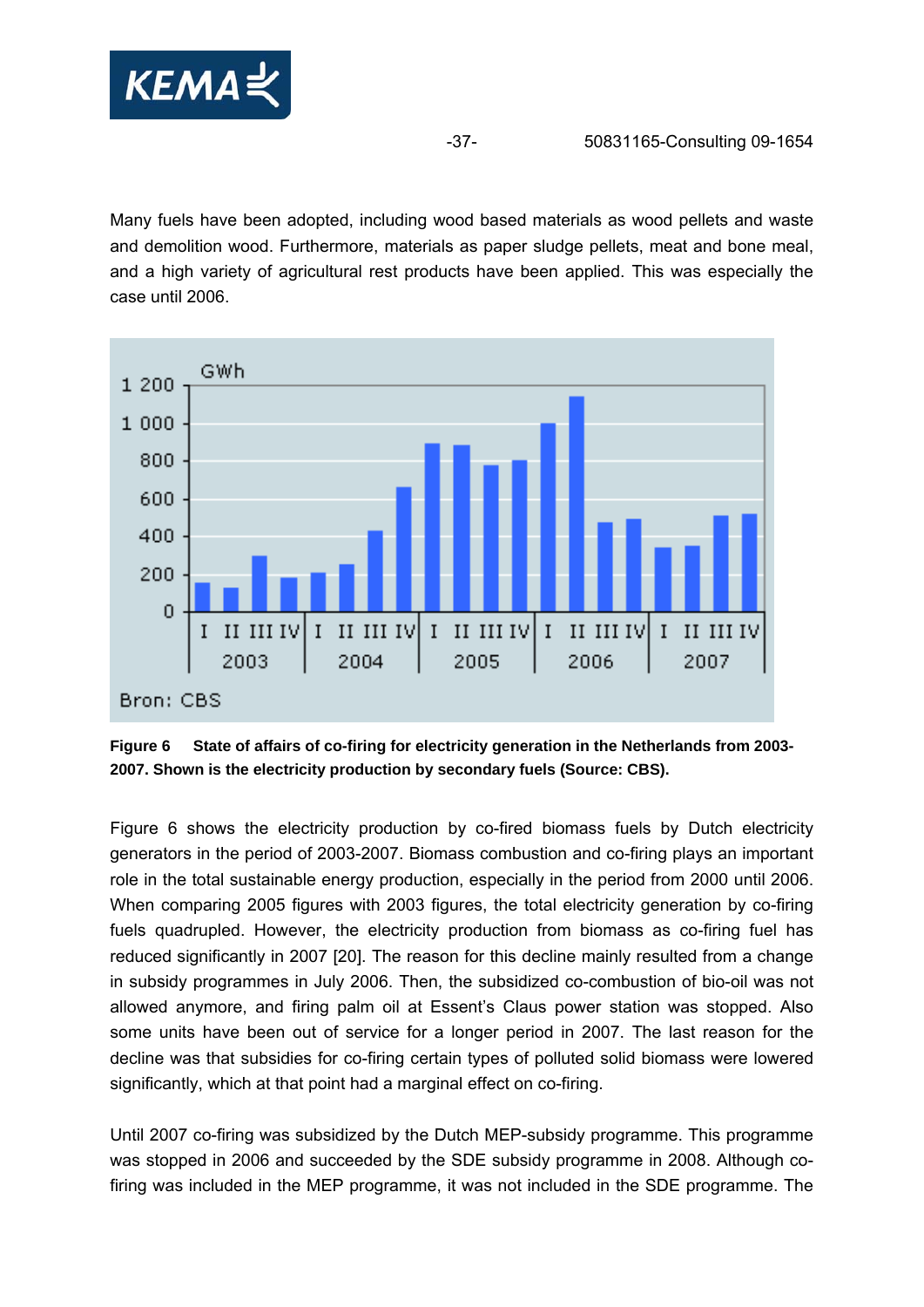Many fuels have been adopted, including wood based materials as wood pellets and waste and demolition wood. Furthermore, materials as paper sludge pellets, meat and bone meal, and a high variety of agricultural rest products have been applied. This was especially the case until 2006.

**Figure 6 State of affairs of co-firing for electricity generation in the Netherlands from 2003-2007. Shown is the electricity production by secondary fuels (Source: CBS).**

Figure 6 shows the electricity production by co-fired biomass fuels by Dutch electricity generators in the period of 2003-2007. Biomass combustion and co-firing plays an important role in the total sustainable energy production, especially in the period from 2000 until 2006. When comparing 2005 figures with 2003 figures, the total electricity generation by co-firing fuels quadrupled. However, the electricity production from biomass as co-firing fuel has reduced significantly in 2007 [20]. The reason for this decline mainly resulted from a change in subsidy programmes in July 2006. Then, the subsidized co-combustion of bio-oil was not allowed anymore, and firing palm oil at Essent's Claus power station was stopped. Also some units have been out of service for a longer period in 2007. The last reason for the decline was that subsidies for co-firing certain types of polluted solid biomass were lowered significantly, which at that point had a marginal effect on co-firing.

Until 2007 co-firing was subsidized by the Dutch MEP-subsidy programme. This programme was stopped in 2006 and succeeded by the SDE subsidy programme in 2008. Although co-firing was included in the MEP programme, it was not included in the SDE programme. The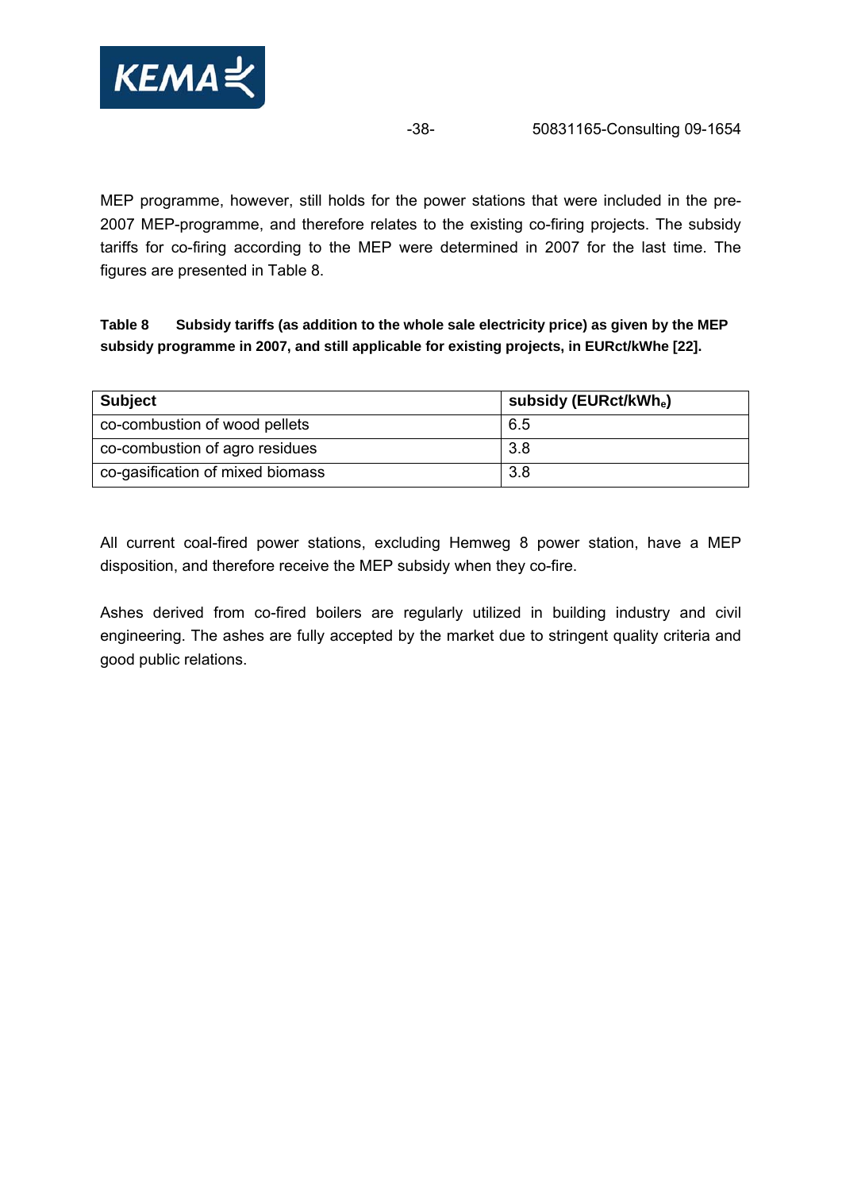MEP programme, however, still holds for the power stations that were included in the pre-2007 MEP-programme, and therefore relates to the existing co-firing projects. The subsidy tariffs for co-firing according to the MEP were determined in 2007 for the last time. The figures are presented in Table 8.

**Table 8 Subsidy tariffs (as addition to the whole sale electricity price) as given by the MEP subsidy programme in 2007, and still applicable for existing projects, in EURct/kWhe [22].**

| Subject | subsidy (EURct/kWh$_e$) |
|---|---|
| co-combustion of wood pellets | 6.5 |
| co-combustion of agro residues | 3.8 |
| co-gasification of mixed biomass | 3.8 |

All current coal-fired power stations, excluding Hemweg 8 power station, have a MEP disposition, and therefore receive the MEP subsidy when they co-fire.

Ashes derived from co-fired boilers are regularly utilized in building industry and civil engineering. The ashes are fully accepted by the market due to stringent quality criteria and good public relations.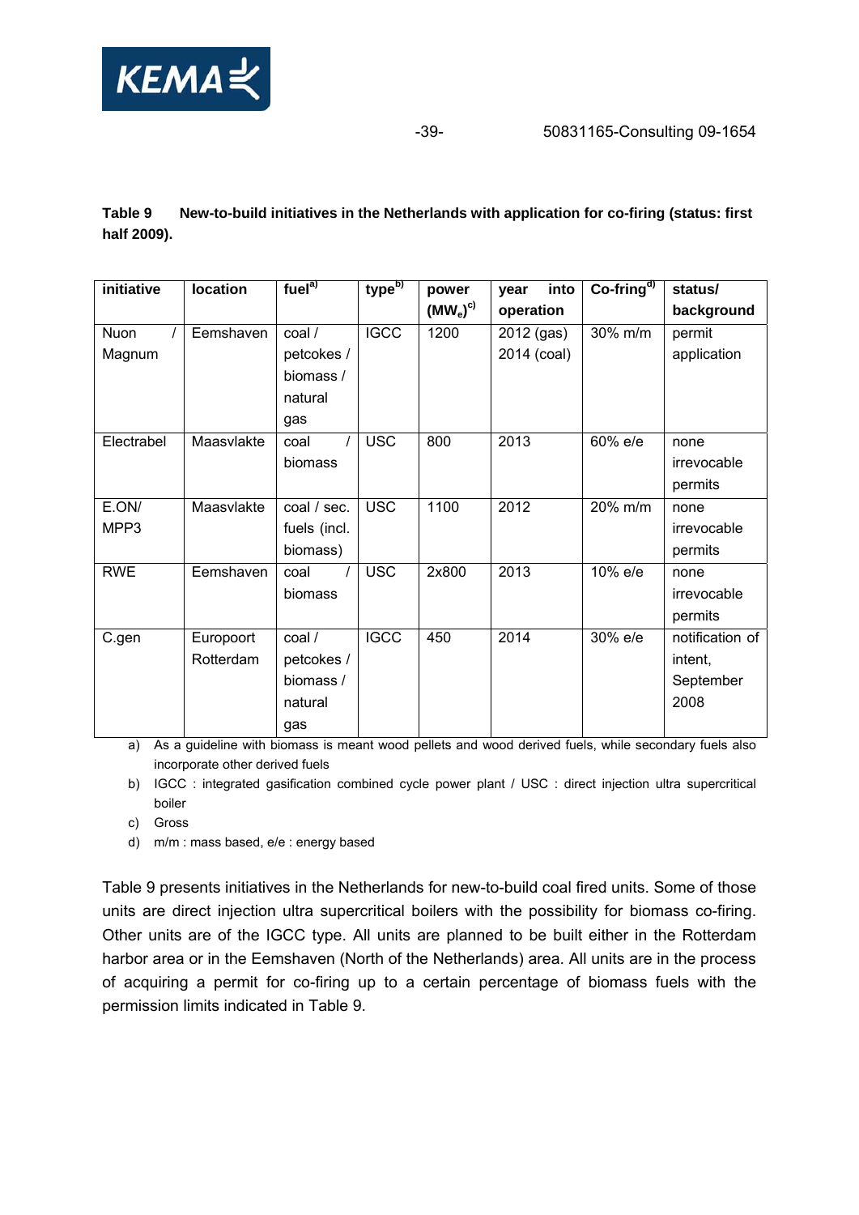**Table 9 New-to-build initiatives in the Netherlands with application for co-firing (status: first half 2009).**

| initiative | location | fuel[a)] | type[b)] | power ($MW_e$)[c)] | year into operation | Co-firing[d)] | status/ background |
|---|---|---|---|---|---|---|---|
| Nuon / Magnum | Eemshaven | coal / petcokes / biomass / natural gas | IGCC | 1200 | 2012 (gas) 2014 (coal) | 30% m/m | permit application |
| Electrabel | Maasvlakte | coal / biomass | USC | 800 | 2013 | 60% e/e | none irrevocable permits |
| E.ON/ MPP3 | Maasvlakte | coal / sec. fuels (incl. biomass) | USC | 1100 | 2012 | 20% m/m | none irrevocable permits |
| RWE | Eemshaven | coal / biomass | USC | 2x800 | 2013 | 10% e/e | none irrevocable permits |
| C.gen | Europoort Rotterdam | coal / petcokes / biomass / natural gas | IGCC | 450 | 2014 | 30% e/e | notification of intent, September 2008 |

a) As a guideline with biomass is meant wood pellets and wood derived fuels, while secondary fuels also incorporate other derived fuels

b) IGCC : integrated gasification combined cycle power plant / USC : direct injection ultra supercritical boiler

c) Gross

d) m/m : mass based, e/e : energy based

Table 9 presents initiatives in the Netherlands for new-to-build coal fired units. Some of those units are direct injection ultra supercritical boilers with the possibility for biomass co-firing. Other units are of the IGCC type. All units are planned to be built either in the Rotterdam harbor area or in the Eemshaven (North of the Netherlands) area. All units are in the process of acquiring a permit for co-firing up to a certain percentage of biomass fuels with the permission limits indicated in Table 9.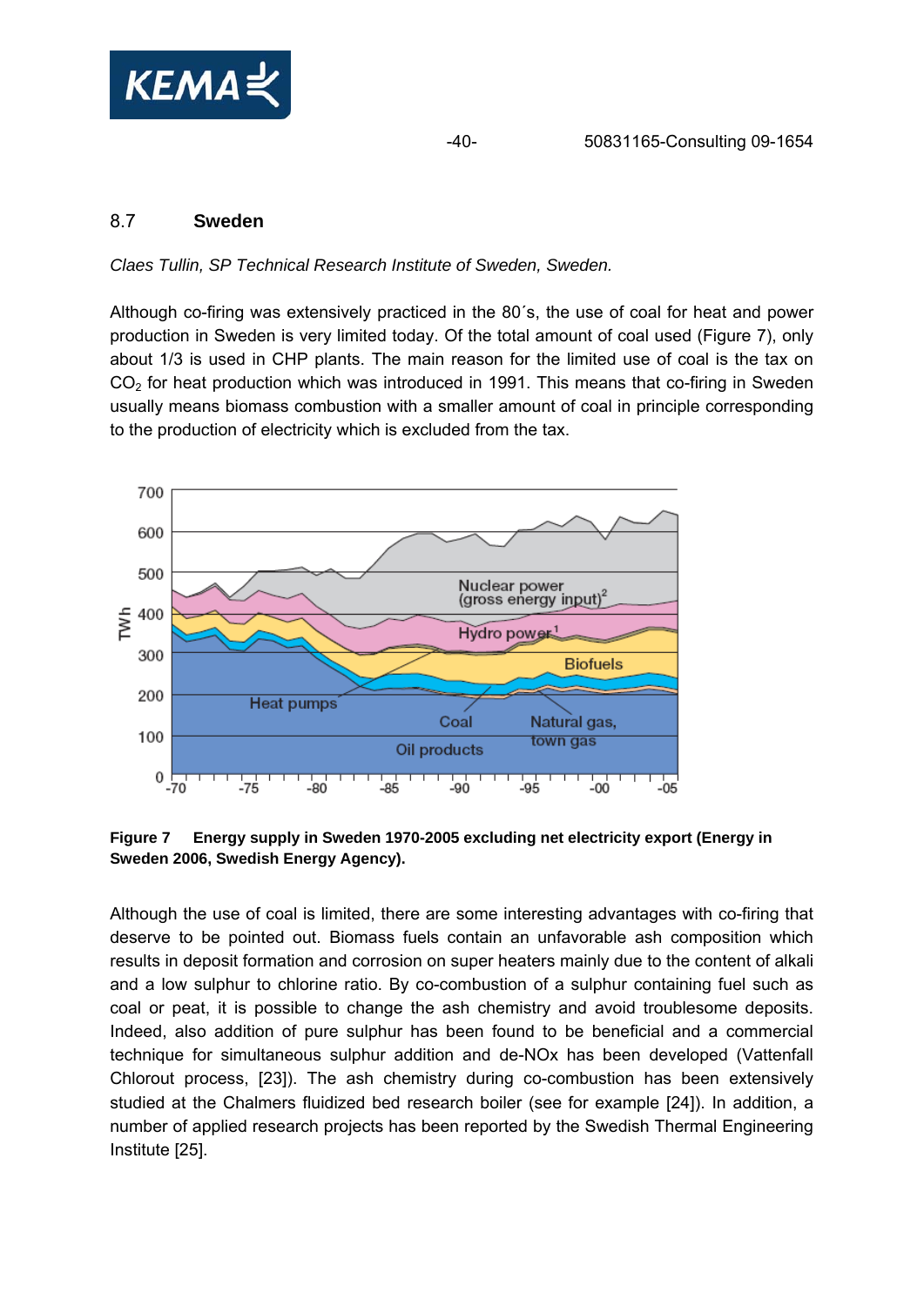## 8.7 Sweden

*Claes Tullin, SP Technical Research Institute of Sweden, Sweden.*

Although co-firing was extensively practiced in the 80´s, the use of coal for heat and power production in Sweden is very limited today. Of the total amount of coal used (Figure 7), only about 1/3 is used in CHP plants. The main reason for the limited use of coal is the tax on $CO_2$ for heat production which was introduced in 1991. This means that co-firing in Sweden usually means biomass combustion with a smaller amount of coal in principle corresponding to the production of electricity which is excluded from the tax.

**Figure 7 Energy supply in Sweden 1970-2005 excluding net electricity export (Energy in Sweden 2006, Swedish Energy Agency).**

Although the use of coal is limited, there are some interesting advantages with co-firing that deserve to be pointed out. Biomass fuels contain an unfavorable ash composition which results in deposit formation and corrosion on super heaters mainly due to the content of alkali and a low sulphur to chlorine ratio. By co-combustion of a sulphur containing fuel such as coal or peat, it is possible to change the ash chemistry and avoid troublesome deposits. Indeed, also addition of pure sulphur has been found to be beneficial and a commercial technique for simultaneous sulphur addition and de-NOx has been developed (Vattenfall Chlorout process, [23]). The ash chemistry during co-combustion has been extensively studied at the Chalmers fluidized bed research boiler (see for example [24]). In addition, a number of applied research projects has been reported by the Swedish Thermal Engineering Institute [25].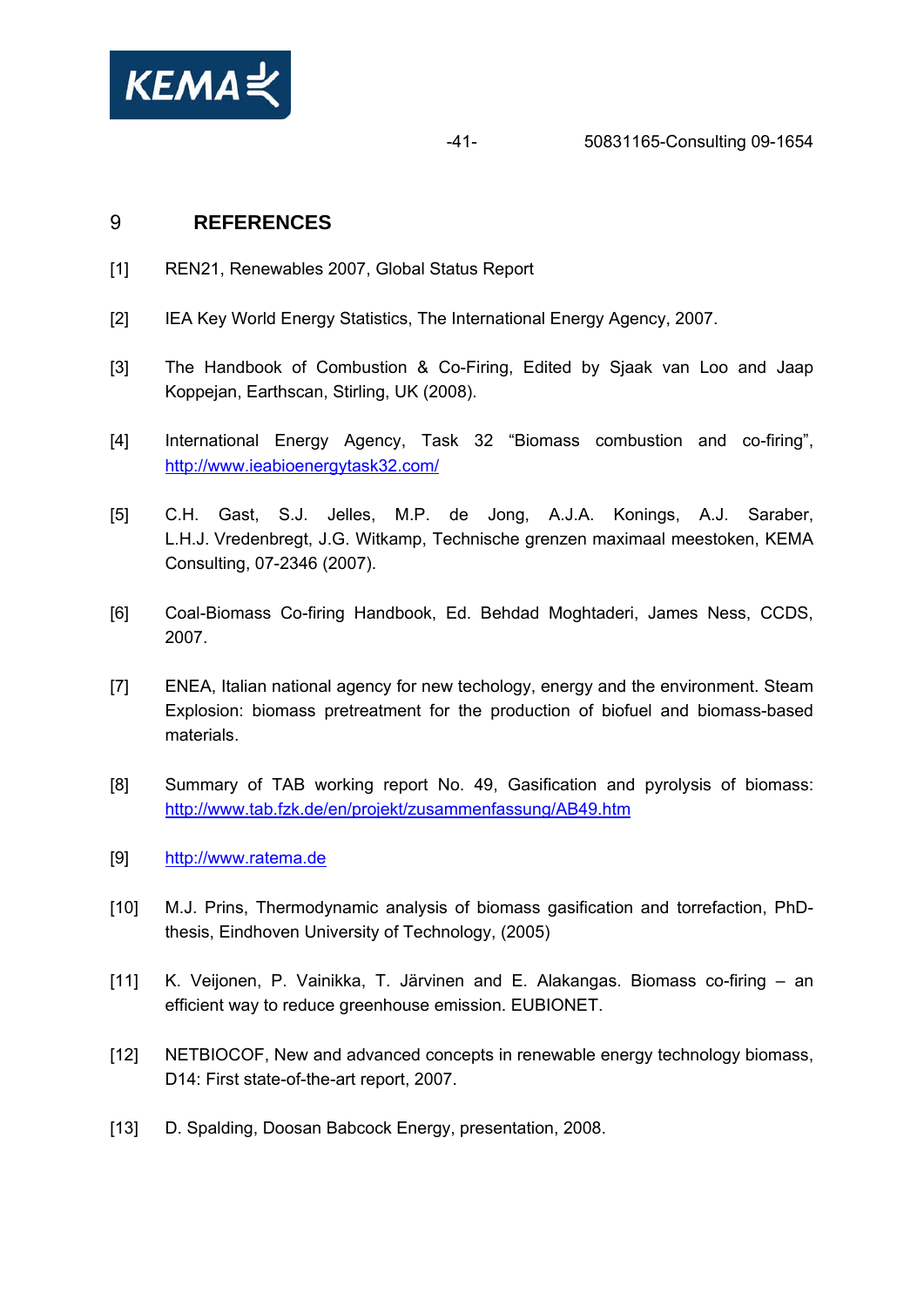# 9 REFERENCES

[1] REN21, Renewables 2007, Global Status Report

[2] IEA Key World Energy Statistics, The International Energy Agency, 2007.

[3] The Handbook of Combustion & Co-Firing, Edited by Sjaak van Loo and Jaap Koppejan, Earthscan, Stirling, UK (2008).

[4] International Energy Agency, Task 32 “Biomass combustion and co-firing”, http://www.ieabioenergytask32.com/

[5] C.H. Gast, S.J. Jelles, M.P. de Jong, A.J.A. Konings, A.J. Saraber, L.H.J. Vredenbregt, J.G. Witkamp, Technische grenzen maximaal meestoken, KEMA Consulting, 07-2346 (2007).

[6] Coal-Biomass Co-firing Handbook, Ed. Behdad Moghtaderi, James Ness, CCDS, 2007.

[7] ENEA, Italian national agency for new techology, energy and the environment. Steam Explosion: biomass pretreatment for the production of biofuel and biomass-based materials.

[8] Summary of TAB working report No. 49, Gasification and pyrolysis of biomass: http://www.tab.fzk.de/en/projekt/zusammenfassung/AB49.htm

[9] http://www.ratema.de

[10] M.J. Prins, Thermodynamic analysis of biomass gasification and torrefaction, PhD-thesis, Eindhoven University of Technology, (2005)

[11] K. Veijonen, P. Vainikka, T. Järvinen and E. Alakangas. Biomass co-firing – an efficient way to reduce greenhouse emission. EUBIONET.

[12] NETBIOCOF, New and advanced concepts in renewable energy technology biomass, D14: First state-of-the-art report, 2007.

[13] D. Spalding, Doosan Babcock Energy, presentation, 2008.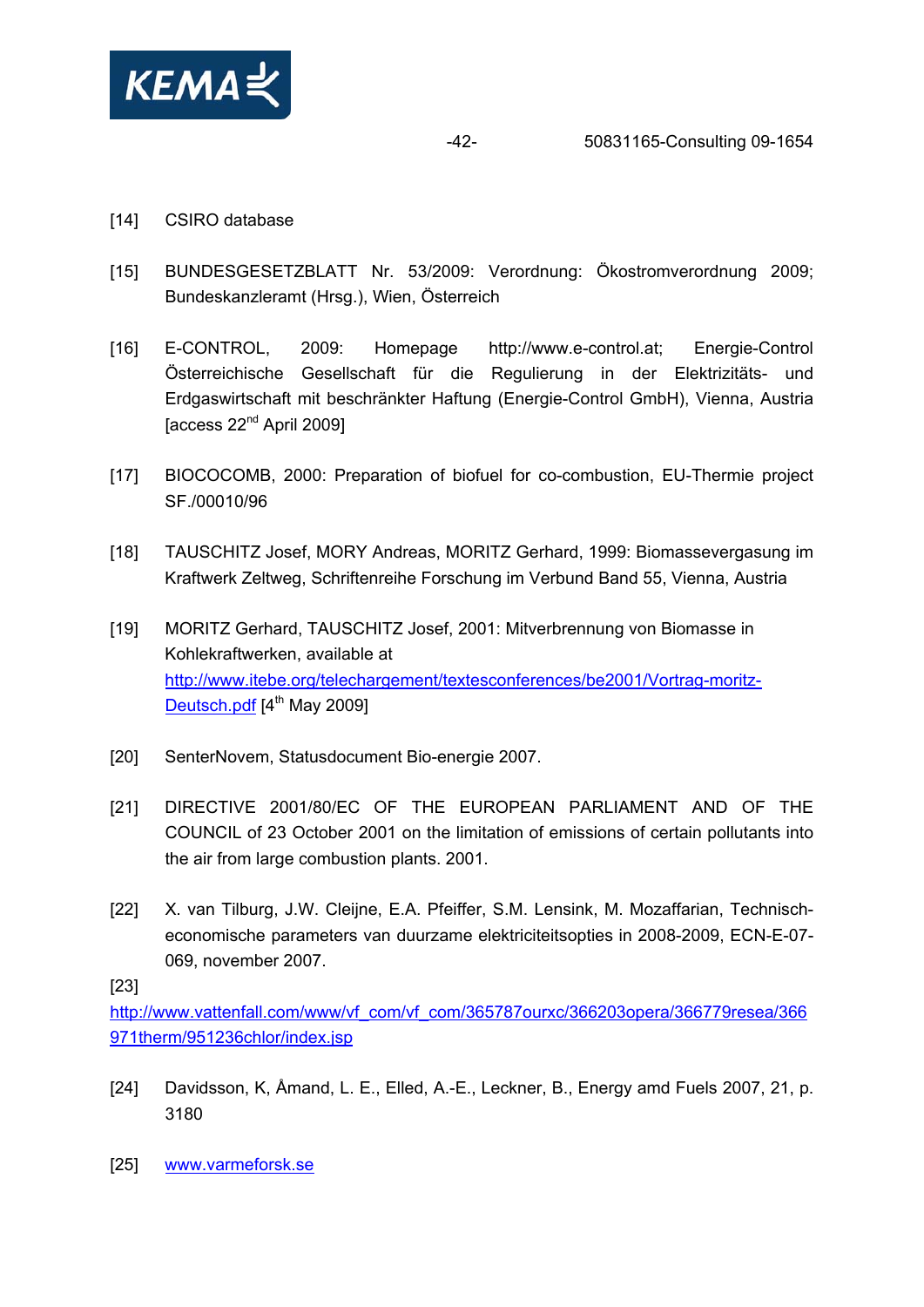[14] CSIRO database

[15] BUNDESGESETZBLATT Nr. 53/2009: Verordnung: Ökostromverordnung 2009; Bundeskanzleramt (Hrsg.), Wien, Österreich

[16] E-CONTROL, 2009: Homepage http://www.e-control.at; Energie-Control Österreichische Gesellschaft für die Regulierung in der Elektrizitäts- und Erdgaswirtschaft mit beschränkter Haftung (Energie-Control GmbH), Vienna, Austria [access 22nd April 2009]

[17] BIOCOCOMB, 2000: Preparation of biofuel for co-combustion, EU-Thermie project SF./00010/96

[18] TAUSCHITZ Josef, MORY Andreas, MORITZ Gerhard, 1999: Biomassevergasung im Kraftwerk Zeltweg, Schriftenreihe Forschung im Verbund Band 55, Vienna, Austria

[19] MORITZ Gerhard, TAUSCHITZ Josef, 2001: Mitverbrennung von Biomasse in Kohlekraftwerken, available at http://www.itebe.org/telechargement/textesconferences/be2001/Vortrag-moritz-Deutsch.pdf [4th May 2009]

[20] SenterNovem, Statusdocument Bio-energie 2007.

[21] DIRECTIVE 2001/80/EC OF THE EUROPEAN PARLIAMENT AND OF THE COUNCIL of 23 October 2001 on the limitation of emissions of certain pollutants into the air from large combustion plants. 2001.

[22] X. van Tilburg, J.W. Cleijne, E.A. Pfeiffer, S.M. Lensink, M. Mozaffarian, Technisch-economische parameters van duurzame elektriciteitsopties in 2008-2009, ECN-E-07-069, november 2007.

[23] http://www.vattenfall.com/www/vf_com/vf_com/365787ourxc/366203opera/366779resea/366971therm/951236chlor/index.jsp

[24] Davidsson, K, Åmand, L. E., Elled, A.-E., Leckner, B., Energy amd Fuels 2007, 21, p. 3180

[25] www.varmeforsk.se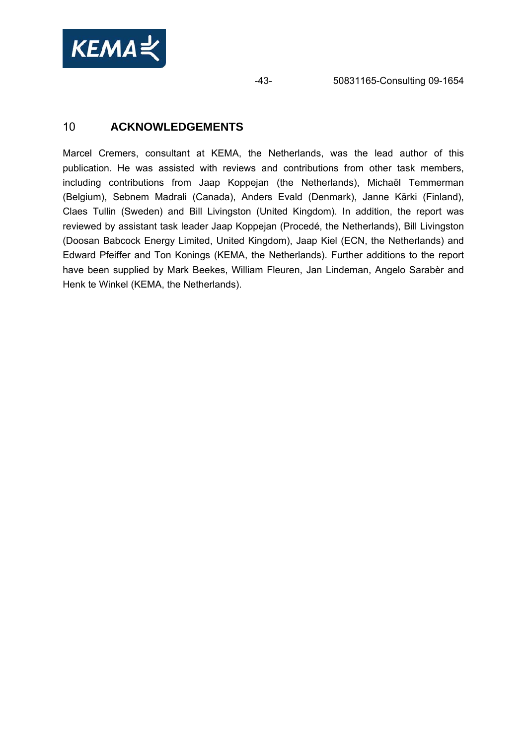## 10 ACKNOWLEDGEMENTS

Marcel Cremers, consultant at KEMA, the Netherlands, was the lead author of this publication. He was assisted with reviews and contributions from other task members, including contributions from Jaap Koppejan (the Netherlands), Michaël Temmerman (Belgium), Sebnem Madrali (Canada), Anders Evald (Denmark), Janne Kärki (Finland), Claes Tullin (Sweden) and Bill Livingston (United Kingdom). In addition, the report was reviewed by assistant task leader Jaap Koppejan (Procedé, the Netherlands), Bill Livingston (Doosan Babcock Energy Limited, United Kingdom), Jaap Kiel (ECN, the Netherlands) and Edward Pfeiffer and Ton Konings (KEMA, the Netherlands). Further additions to the report have been supplied by Mark Beekes, William Fleuren, Jan Lindeman, Angelo Sarabèr and Henk te Winkel (KEMA, the Netherlands).